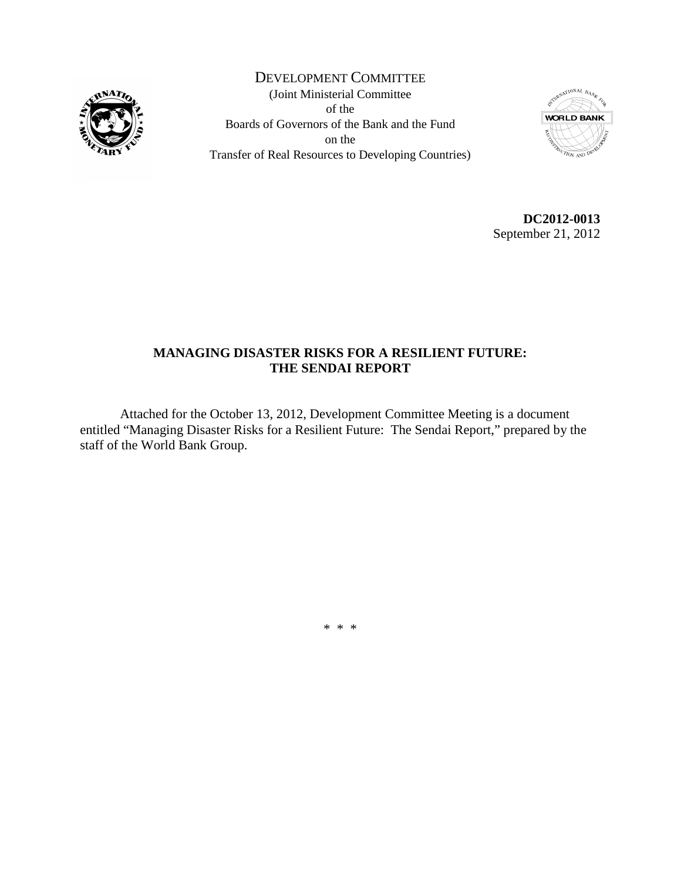DEVELOPMENT COMMITTEE

(Joint Ministerial Committee
of the
Boards of Governors of the Bank and the Fund
on the
Transfer of Real Resources to Developing Countries)

**DC2012-0013**
September 21, 2012

**MANAGING DISASTER RISKS FOR A RESILIENT FUTURE:
THE SENDAI REPORT**

Attached for the October 13, 2012, Development Committee Meeting is a document entitled "Managing Disaster Risks for a Resilient Future: The Sendai Report," prepared by the staff of the World Bank Group.

\* \* \*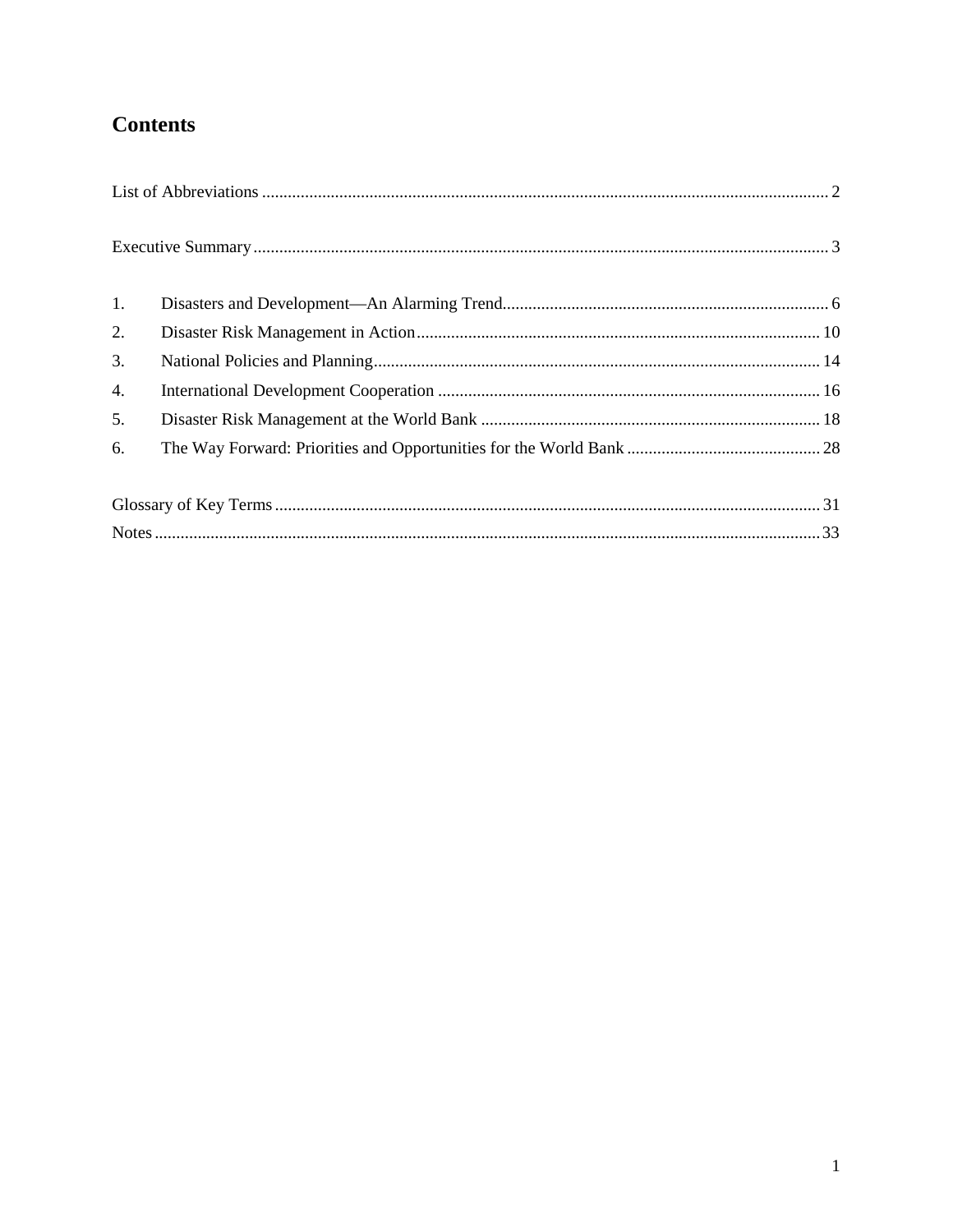# Contents

List of Abbreviations .................................................................................................................................... 2

Executive Summary ..................................................................................................................................... 3

1. Disasters and Development—An Alarming Trend ............................................................................ 6
2. Disaster Risk Management in Action ............................................................................................. 10
3. National Policies and Planning ........................................................................................................ 14
4. International Development Cooperation ......................................................................................... 16
5. Disaster Risk Management at the World Bank ............................................................................... 18
6. The Way Forward: Priorities and Opportunities for the World Bank ............................................. 28

Glossary of Key Terms .............................................................................................................................. 31

Notes .......................................................................................................................................................... 33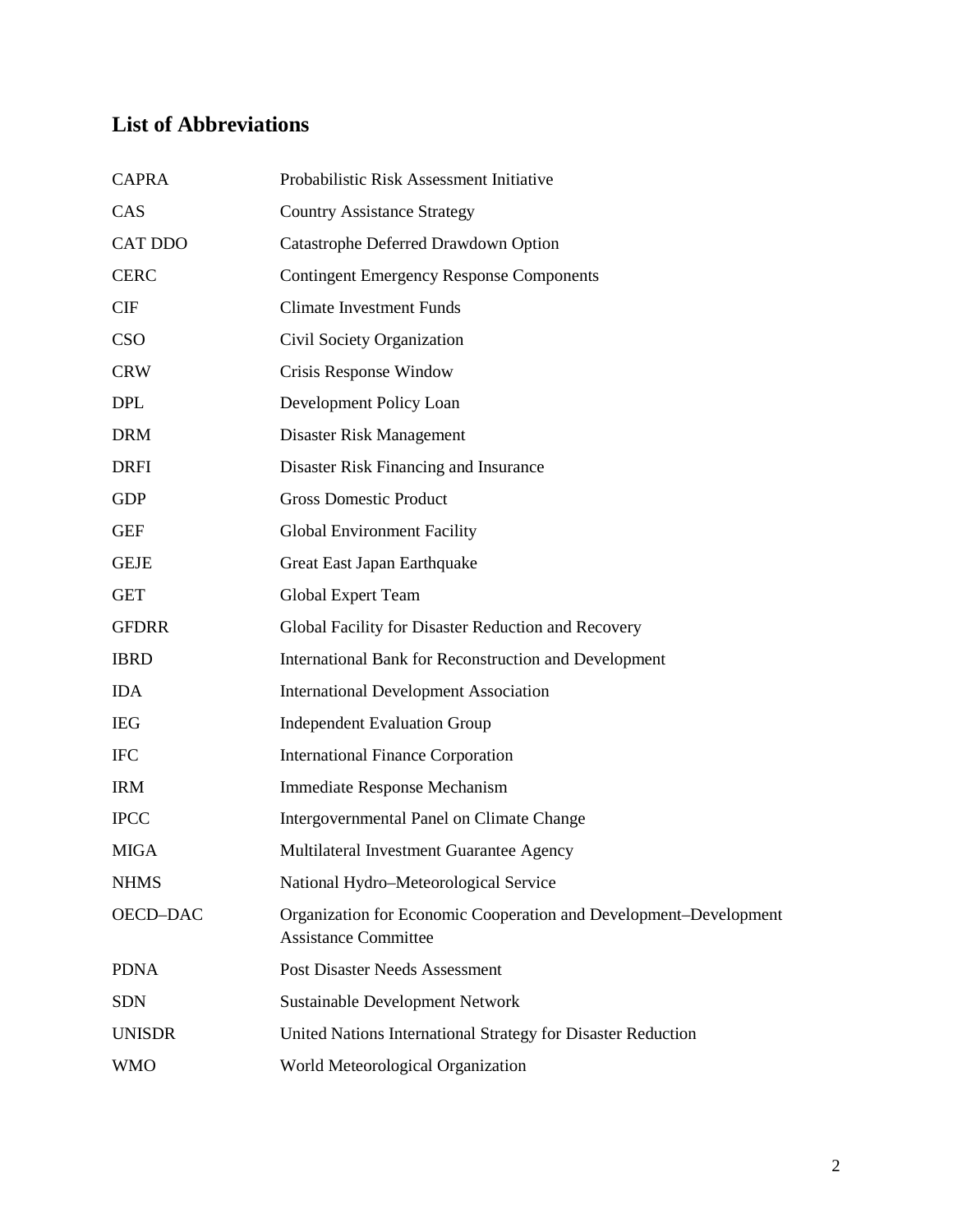## List of Abbreviations

| | |
|---|---|
| CAPRA | Probabilistic Risk Assessment Initiative |
| CAS | Country Assistance Strategy |
| CAT DDO | Catastrophe Deferred Drawdown Option |
| CERC | Contingent Emergency Response Components |
| CIF | Climate Investment Funds |
| CSO | Civil Society Organization |
| CRW | Crisis Response Window |
| DPL | Development Policy Loan |
| DRM | Disaster Risk Management |
| DRFI | Disaster Risk Financing and Insurance |
| GDP | Gross Domestic Product |
| GEF | Global Environment Facility |
| GEJE | Great East Japan Earthquake |
| GET | Global Expert Team |
| GFDRR | Global Facility for Disaster Reduction and Recovery |
| IBRD | International Bank for Reconstruction and Development |
| IDA | International Development Association |
| IEG | Independent Evaluation Group |
| IFC | International Finance Corporation |
| IRM | Immediate Response Mechanism |
| IPCC | Intergovernmental Panel on Climate Change |
| MIGA | Multilateral Investment Guarantee Agency |
| NHMS | National Hydro–Meteorological Service |
| OECD–DAC | Organization for Economic Cooperation and Development–Development Assistance Committee |
| PDNA | Post Disaster Needs Assessment |
| SDN | Sustainable Development Network |
| UNISDR | United Nations International Strategy for Disaster Reduction |
| WMO | World Meteorological Organization |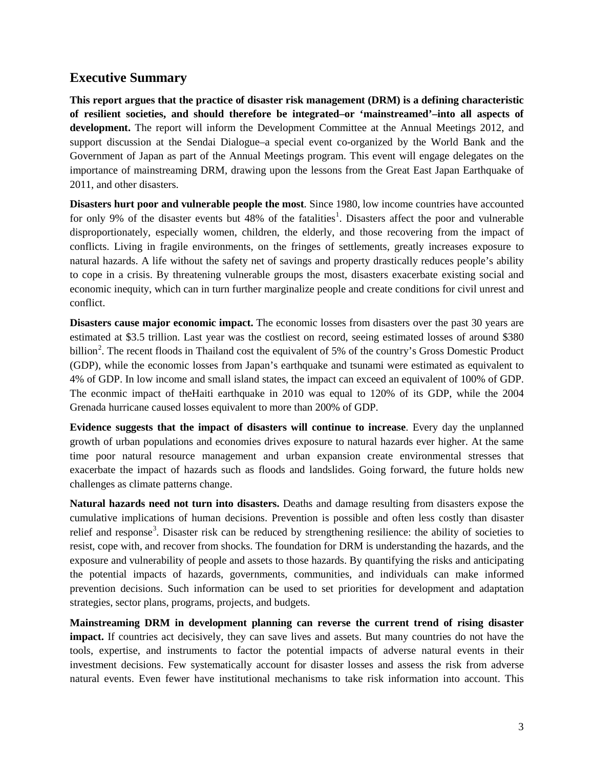## Executive Summary

**This report argues that the practice of disaster risk management (DRM) is a defining characteristic of resilient societies, and should therefore be integrated–or 'mainstreamed'–into all aspects of development.** The report will inform the Development Committee at the Annual Meetings 2012, and support discussion at the Sendai Dialogue–a special event co-organized by the World Bank and the Government of Japan as part of the Annual Meetings program. This event will engage delegates on the importance of mainstreaming DRM, drawing upon the lessons from the Great East Japan Earthquake of 2011, and other disasters.

**Disasters hurt poor and vulnerable people the most**. Since 1980, low income countries have accounted for only 9% of the disaster events but 48% of the fatalities[1]. Disasters affect the poor and vulnerable disproportionately, especially women, children, the elderly, and those recovering from the impact of conflicts. Living in fragile environments, on the fringes of settlements, greatly increases exposure to natural hazards. A life without the safety net of savings and property drastically reduces people's ability to cope in a crisis. By threatening vulnerable groups the most, disasters exacerbate existing social and economic inequity, which can in turn further marginalize people and create conditions for civil unrest and conflict.

**Disasters cause major economic impact.** The economic losses from disasters over the past 30 years are estimated at $3.5 trillion. Last year was the costliest on record, seeing estimated losses of around $380 billion[2]. The recent floods in Thailand cost the equivalent of 5% of the country's Gross Domestic Product (GDP), while the economic losses from Japan's earthquake and tsunami were estimated as equivalent to 4% of GDP. In low income and small island states, the impact can exceed an equivalent of 100% of GDP. The econmic impact of theHaiti earthquake in 2010 was equal to 120% of its GDP, while the 2004 Grenada hurricane caused losses equivalent to more than 200% of GDP.

**Evidence suggests that the impact of disasters will continue to increase**. Every day the unplanned growth of urban populations and economies drives exposure to natural hazards ever higher. At the same time poor natural resource management and urban expansion create environmental stresses that exacerbate the impact of hazards such as floods and landslides. Going forward, the future holds new challenges as climate patterns change.

**Natural hazards need not turn into disasters.** Deaths and damage resulting from disasters expose the cumulative implications of human decisions. Prevention is possible and often less costly than disaster relief and response[3]. Disaster risk can be reduced by strengthening resilience: the ability of societies to resist, cope with, and recover from shocks. The foundation for DRM is understanding the hazards, and the exposure and vulnerability of people and assets to those hazards. By quantifying the risks and anticipating the potential impacts of hazards, governments, communities, and individuals can make informed prevention decisions. Such information can be used to set priorities for development and adaptation strategies, sector plans, programs, projects, and budgets.

**Mainstreaming DRM in development planning can reverse the current trend of rising disaster impact.** If countries act decisively, they can save lives and assets. But many countries do not have the tools, expertise, and instruments to factor the potential impacts of adverse natural events in their investment decisions. Few systematically account for disaster losses and assess the risk from adverse natural events. Even fewer have institutional mechanisms to take risk information into account. This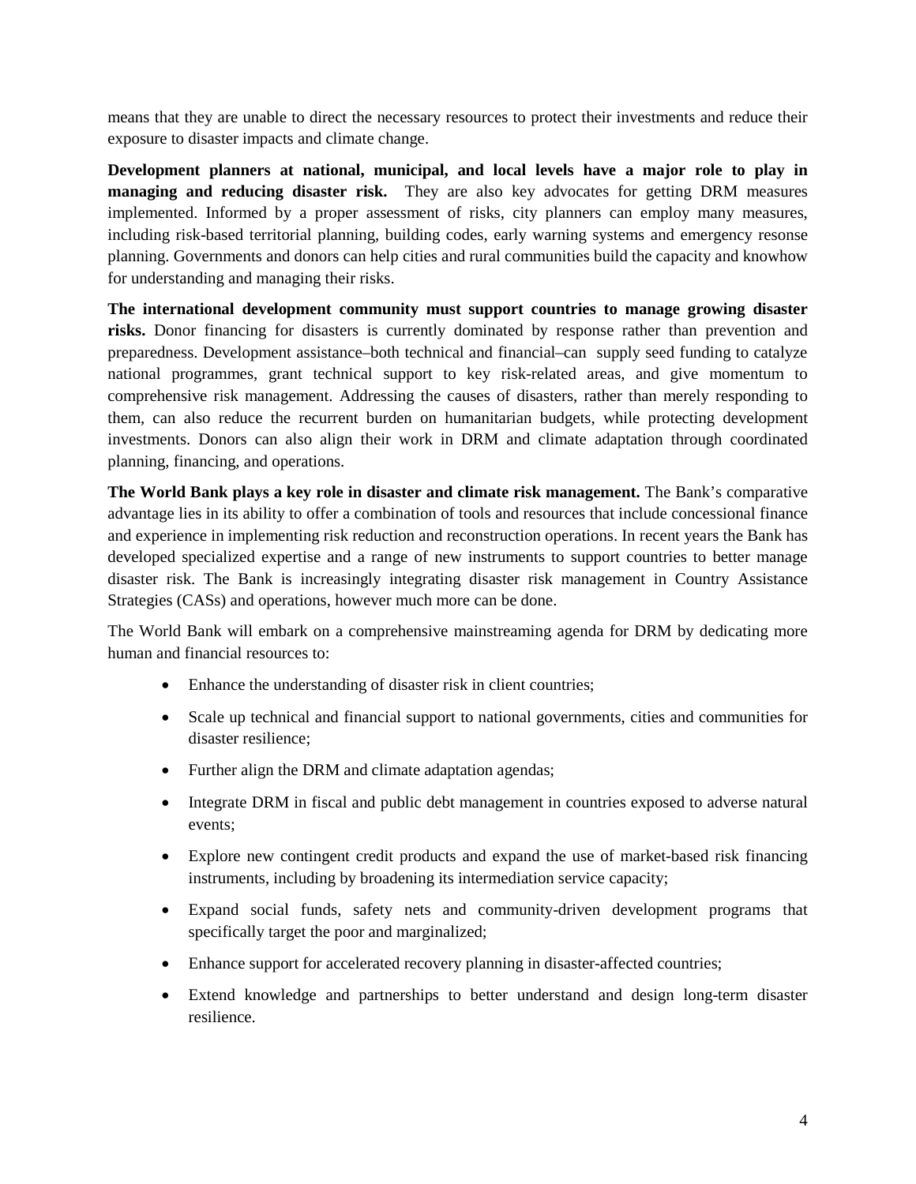means that they are unable to direct the necessary resources to protect their investments and reduce their exposure to disaster impacts and climate change.

**Development planners at national, municipal, and local levels have a major role to play in managing and reducing disaster risk.** They are also key advocates for getting DRM measures implemented. Informed by a proper assessment of risks, city planners can employ many measures, including risk-based territorial planning, building codes, early warning systems and emergency resonse planning. Governments and donors can help cities and rural communities build the capacity and knowhow for understanding and managing their risks.

**The international development community must support countries to manage growing disaster risks.** Donor financing for disasters is currently dominated by response rather than prevention and preparedness. Development assistance–both technical and financial–can supply seed funding to catalyze national programmes, grant technical support to key risk-related areas, and give momentum to comprehensive risk management. Addressing the causes of disasters, rather than merely responding to them, can also reduce the recurrent burden on humanitarian budgets, while protecting development investments. Donors can also align their work in DRM and climate adaptation through coordinated planning, financing, and operations.

**The World Bank plays a key role in disaster and climate risk management.** The Bank's comparative advantage lies in its ability to offer a combination of tools and resources that include concessional finance and experience in implementing risk reduction and reconstruction operations. In recent years the Bank has developed specialized expertise and a range of new instruments to support countries to better manage disaster risk. The Bank is increasingly integrating disaster risk management in Country Assistance Strategies (CASs) and operations, however much more can be done.

The World Bank will embark on a comprehensive mainstreaming agenda for DRM by dedicating more human and financial resources to:

- Enhance the understanding of disaster risk in client countries;
- Scale up technical and financial support to national governments, cities and communities for disaster resilience;
- Further align the DRM and climate adaptation agendas;
- Integrate DRM in fiscal and public debt management in countries exposed to adverse natural events;
- Explore new contingent credit products and expand the use of market-based risk financing instruments, including by broadening its intermediation service capacity;
- Expand social funds, safety nets and community-driven development programs that specifically target the poor and marginalized;
- Enhance support for accelerated recovery planning in disaster-affected countries;
- Extend knowledge and partnerships to better understand and design long-term disaster resilience.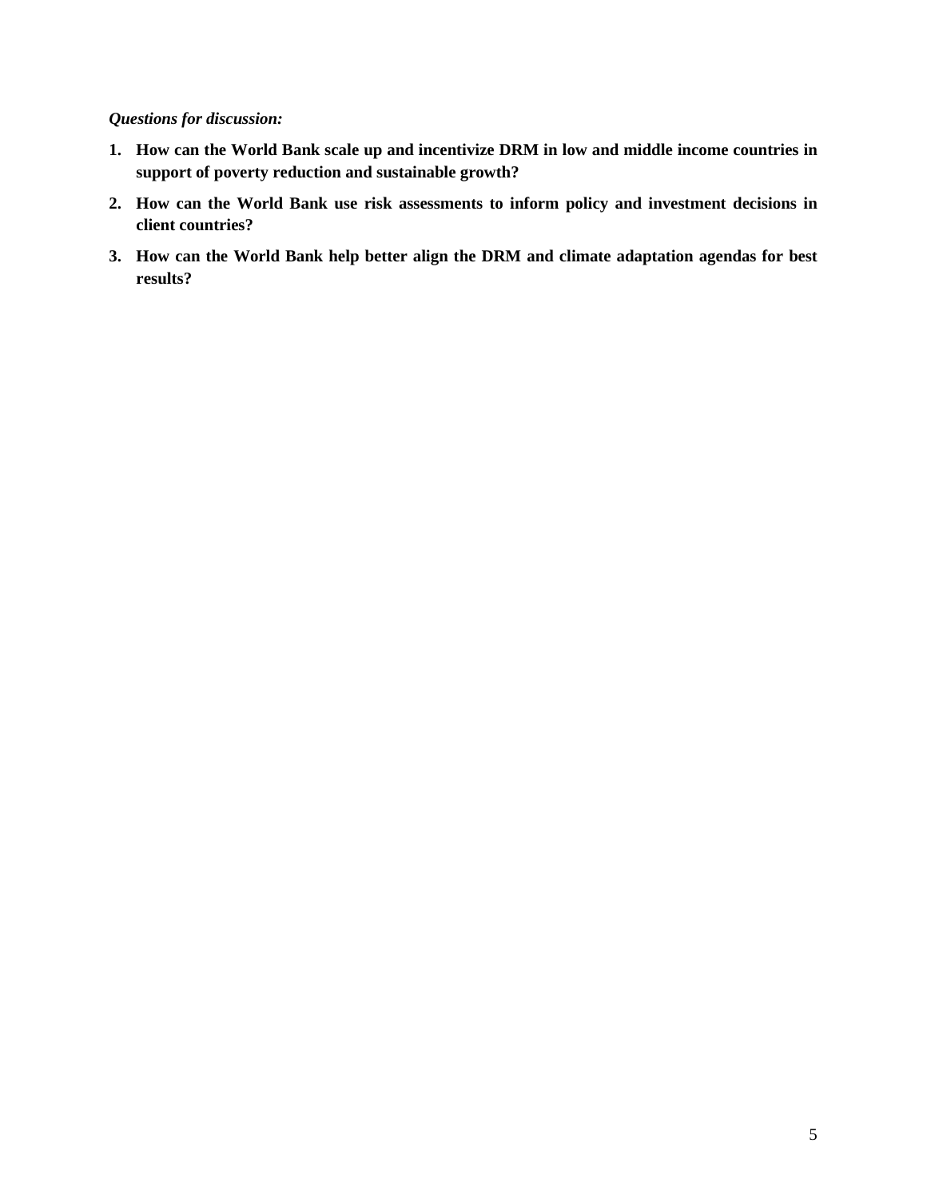***Questions for discussion:***

1. **How can the World Bank scale up and incentivize DRM in low and middle income countries in support of poverty reduction and sustainable growth?**
2. **How can the World Bank use risk assessments to inform policy and investment decisions in client countries?**
3. **How can the World Bank help better align the DRM and climate adaptation agendas for best results?**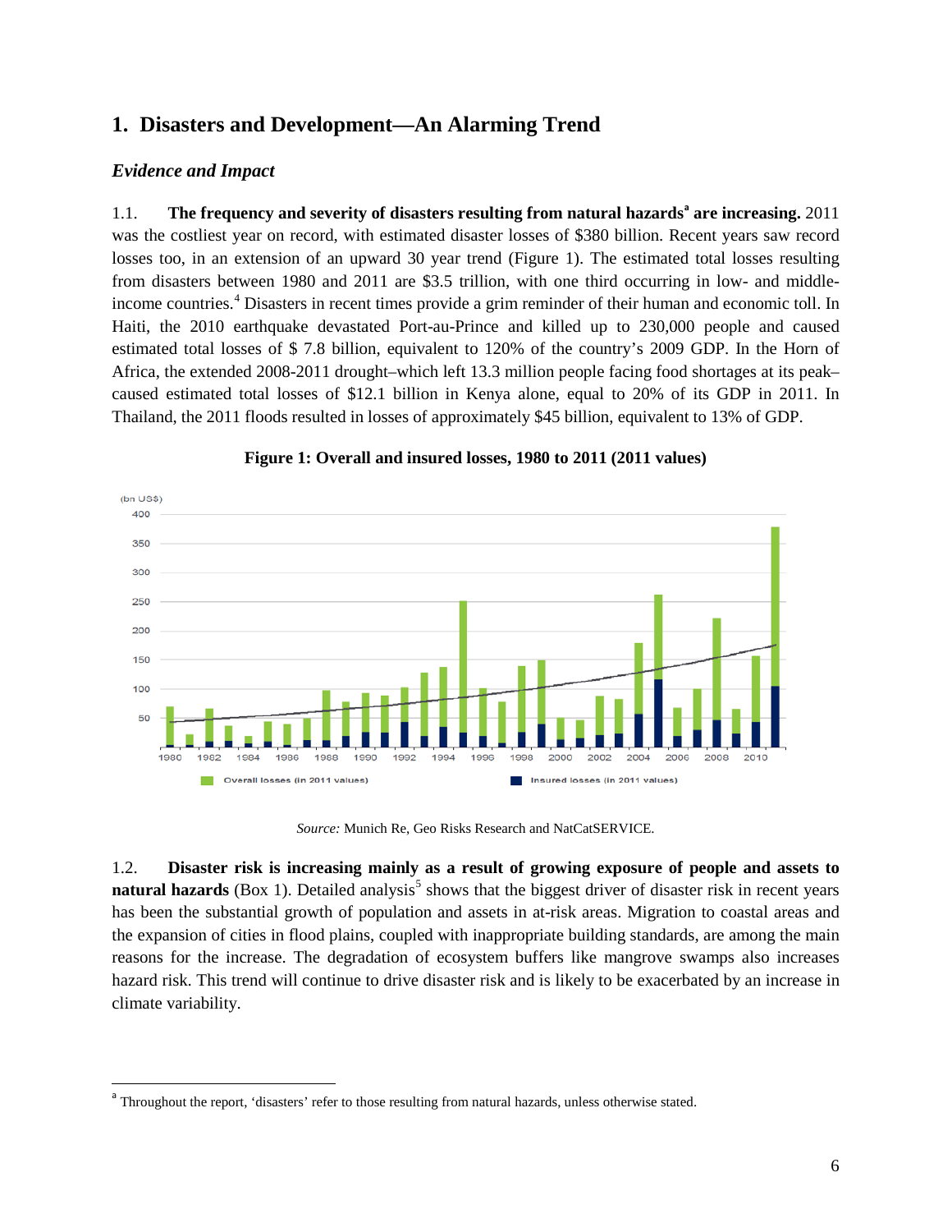## 1. Disasters and Development—An Alarming Trend

### *Evidence and Impact*

1.1. **The frequency and severity of disasters resulting from natural hazards[a] are increasing.** 2011 was the costliest year on record, with estimated disaster losses of $380 billion. Recent years saw record losses too, in an extension of an upward 30 year trend (Figure 1). The estimated total losses resulting from disasters between 1980 and 2011 are $3.5 trillion, with one third occurring in low- and middle-income countries.[4] Disasters in recent times provide a grim reminder of their human and economic toll. In Haiti, the 2010 earthquake devastated Port-au-Prince and killed up to 230,000 people and caused estimated total losses of $ 7.8 billion, equivalent to 120% of the country's 2009 GDP. In the Horn of Africa, the extended 2008-2011 drought–which left 13.3 million people facing food shortages at its peak–caused estimated total losses of $12.1 billion in Kenya alone, equal to 20% of its GDP in 2011. In Thailand, the 2011 floods resulted in losses of approximately $45 billion, equivalent to 13% of GDP.

**Figure 1: Overall and insured losses, 1980 to 2011 (2011 values)**

*Source:* Munich Re, Geo Risks Research and NatCatSERVICE.

1.2. **Disaster risk is increasing mainly as a result of growing exposure of people and assets to natural hazards** (Box 1). Detailed analysis[5] shows that the biggest driver of disaster risk in recent years has been the substantial growth of population and assets in at-risk areas. Migration to coastal areas and the expansion of cities in flood plains, coupled with inappropriate building standards, are among the main reasons for the increase. The degradation of ecosystem buffers like mangrove swamps also increases hazard risk. This trend will continue to drive disaster risk and is likely to be exacerbated by an increase in climate variability.

---

[a] Throughout the report, 'disasters' refer to those resulting from natural hazards, unless otherwise stated.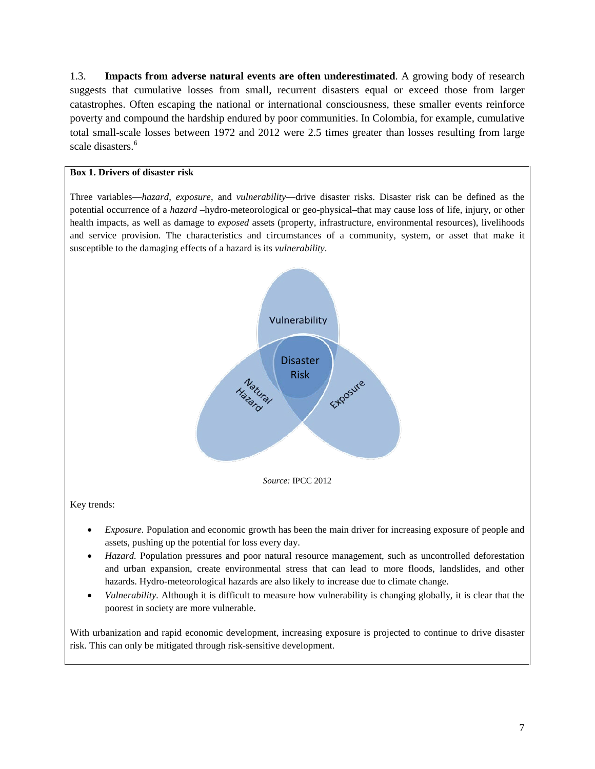1.3. **Impacts from adverse natural events are often underestimated**. A growing body of research suggests that cumulative losses from small, recurrent disasters equal or exceed those from larger catastrophes. Often escaping the national or international consciousness, these smaller events reinforce poverty and compound the hardship endured by poor communities. In Colombia, for example, cumulative total small-scale losses between 1972 and 2012 were 2.5 times greater than losses resulting from large scale disasters.[6]

**Box 1. Drivers of disaster risk**

Three variables—*hazard*, *exposure*, and *vulnerability*—drive disaster risks. Disaster risk can be defined as the potential occurrence of a *hazard* –hydro-meteorological or geo-physical– that may cause loss of life, injury, or other health impacts, as well as damage to *exposed* assets (property, infrastructure, environmental resources), livelihoods and service provision. The characteristics and circumstances of a community, system, or asset that make it susceptible to the damaging effects of a hazard is its *vulnerability*.

*Source:* IPCC 2012

Key trends:

- *Exposure.* Population and economic growth has been the main driver for increasing exposure of people and assets, pushing up the potential for loss every day.
- *Hazard.* Population pressures and poor natural resource management, such as uncontrolled deforestation and urban expansion, create environmental stress that can lead to more floods, landslides, and other hazards. Hydro-meteorological hazards are also likely to increase due to climate change.
- *Vulnerability.* Although it is difficult to measure how vulnerability is changing globally, it is clear that the poorest in society are more vulnerable.

With urbanization and rapid economic development, increasing exposure is projected to continue to drive disaster risk. This can only be mitigated through risk-sensitive development.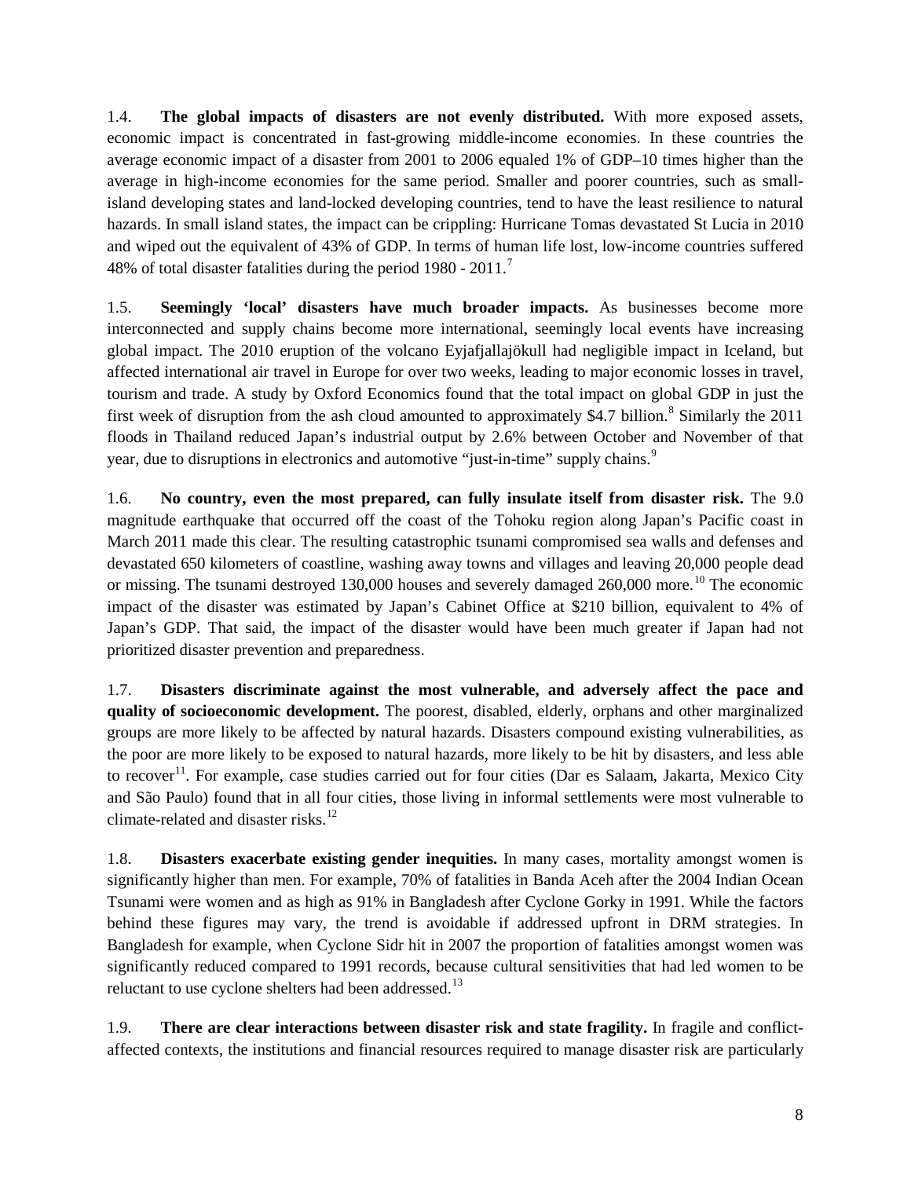1.4. **The global impacts of disasters are not evenly distributed.** With more exposed assets, economic impact is concentrated in fast-growing middle-income economies. In these countries the average economic impact of a disaster from 2001 to 2006 equaled 1% of GDP–10 times higher than the average in high-income economies for the same period. Smaller and poorer countries, such as small-island developing states and land-locked developing countries, tend to have the least resilience to natural hazards. In small island states, the impact can be crippling: Hurricane Tomas devastated St Lucia in 2010 and wiped out the equivalent of 43% of GDP. In terms of human life lost, low-income countries suffered 48% of total disaster fatalities during the period 1980 - 2011.[7]

1.5. **Seemingly 'local' disasters have much broader impacts.** As businesses become more interconnected and supply chains become more international, seemingly local events have increasing global impact. The 2010 eruption of the volcano Eyjafjallajökull had negligible impact in Iceland, but affected international air travel in Europe for over two weeks, leading to major economic losses in travel, tourism and trade. A study by Oxford Economics found that the total impact on global GDP in just the first week of disruption from the ash cloud amounted to approximately $4.7 billion.[8] Similarly the 2011 floods in Thailand reduced Japan's industrial output by 2.6% between October and November of that year, due to disruptions in electronics and automotive "just-in-time" supply chains.[9]

1.6. **No country, even the most prepared, can fully insulate itself from disaster risk.** The 9.0 magnitude earthquake that occurred off the coast of the Tohoku region along Japan's Pacific coast in March 2011 made this clear. The resulting catastrophic tsunami compromised sea walls and defenses and devastated 650 kilometers of coastline, washing away towns and villages and leaving 20,000 people dead or missing. The tsunami destroyed 130,000 houses and severely damaged 260,000 more.[10] The economic impact of the disaster was estimated by Japan's Cabinet Office at $210 billion, equivalent to 4% of Japan's GDP. That said, the impact of the disaster would have been much greater if Japan had not prioritized disaster prevention and preparedness.

1.7. **Disasters discriminate against the most vulnerable, and adversely affect the pace and quality of socioeconomic development.** The poorest, disabled, elderly, orphans and other marginalized groups are more likely to be affected by natural hazards. Disasters compound existing vulnerabilities, as the poor are more likely to be exposed to natural hazards, more likely to be hit by disasters, and less able to recover[11]. For example, case studies carried out for four cities (Dar es Salaam, Jakarta, Mexico City and São Paulo) found that in all four cities, those living in informal settlements were most vulnerable to climate-related and disaster risks.[12]

1.8. **Disasters exacerbate existing gender inequities.** In many cases, mortality amongst women is significantly higher than men. For example, 70% of fatalities in Banda Aceh after the 2004 Indian Ocean Tsunami were women and as high as 91% in Bangladesh after Cyclone Gorky in 1991. While the factors behind these figures may vary, the trend is avoidable if addressed upfront in DRM strategies. In Bangladesh for example, when Cyclone Sidr hit in 2007 the proportion of fatalities amongst women was significantly reduced compared to 1991 records, because cultural sensitivities that had led women to be reluctant to use cyclone shelters had been addressed.[13]

1.9. **There are clear interactions between disaster risk and state fragility.** In fragile and conflict-affected contexts, the institutions and financial resources required to manage disaster risk are particularly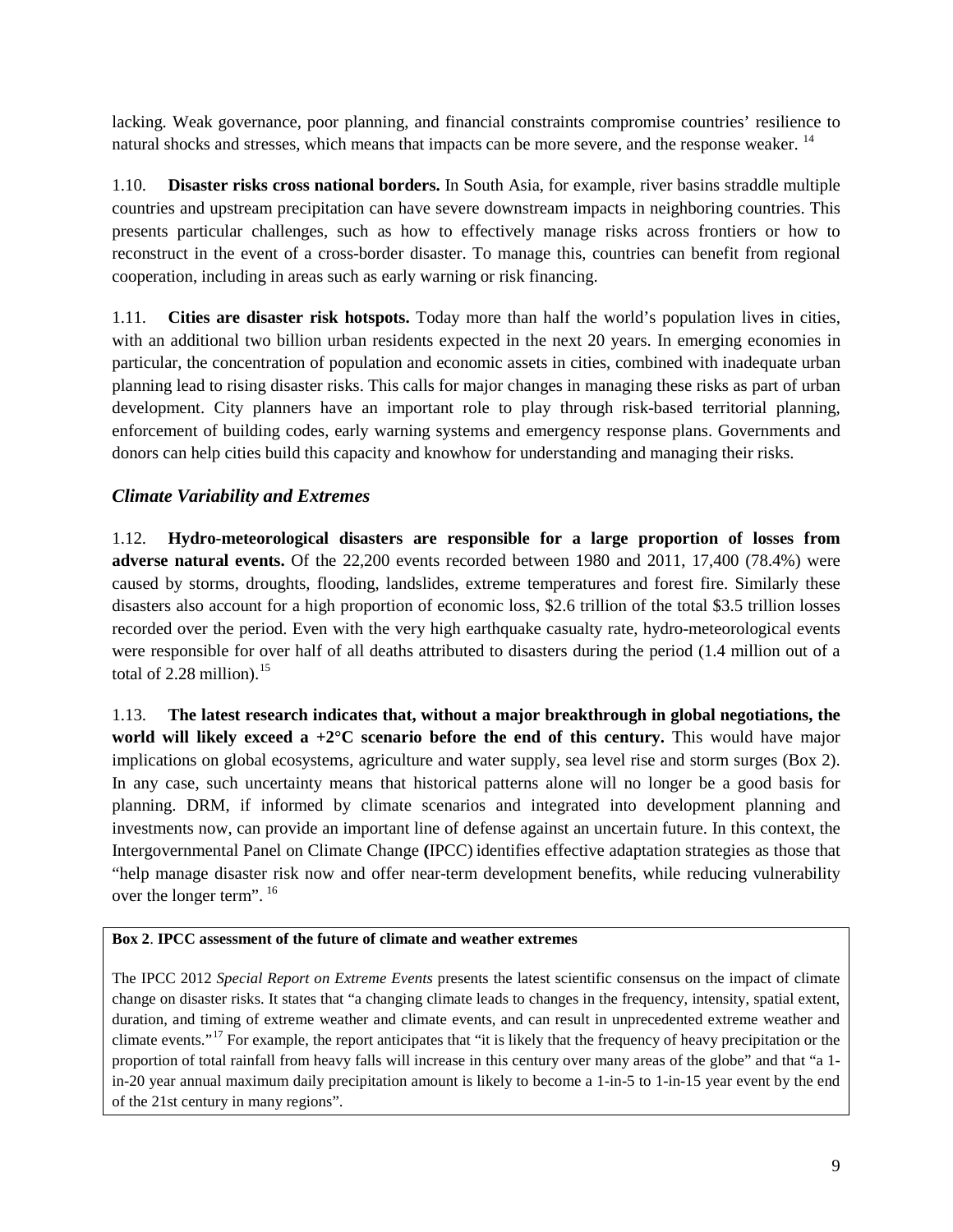lacking. Weak governance, poor planning, and financial constraints compromise countries' resilience to natural shocks and stresses, which means that impacts can be more severe, and the response weaker. [14]

1.10. **Disaster risks cross national borders.** In South Asia, for example, river basins straddle multiple countries and upstream precipitation can have severe downstream impacts in neighboring countries. This presents particular challenges, such as how to effectively manage risks across frontiers or how to reconstruct in the event of a cross-border disaster. To manage this, countries can benefit from regional cooperation, including in areas such as early warning or risk financing.

1.11. **Cities are disaster risk hotspots.** Today more than half the world's population lives in cities, with an additional two billion urban residents expected in the next 20 years. In emerging economies in particular, the concentration of population and economic assets in cities, combined with inadequate urban planning lead to rising disaster risks. This calls for major changes in managing these risks as part of urban development. City planners have an important role to play through risk-based territorial planning, enforcement of building codes, early warning systems and emergency response plans. Governments and donors can help cities build this capacity and knowhow for understanding and managing their risks.

### *Climate Variability and Extremes*

1.12. **Hydro-meteorological disasters are responsible for a large proportion of losses from adverse natural events.** Of the 22,200 events recorded between 1980 and 2011, 17,400 (78.4%) were caused by storms, droughts, flooding, landslides, extreme temperatures and forest fire. Similarly these disasters also account for a high proportion of economic loss, $2.6 trillion of the total $3.5 trillion losses recorded over the period. Even with the very high earthquake casualty rate, hydro-meteorological events were responsible for over half of all deaths attributed to disasters during the period (1.4 million out of a total of 2.28 million).[15]

1.13. **The latest research indicates that, without a major breakthrough in global negotiations, the world will likely exceed a +2°C scenario before the end of this century.** This would have major implications on global ecosystems, agriculture and water supply, sea level rise and storm surges (Box 2). In any case, such uncertainty means that historical patterns alone will no longer be a good basis for planning. DRM, if informed by climate scenarios and integrated into development planning and investments now, can provide an important line of defense against an uncertain future. In this context, the Intergovernmental Panel on Climate Change (IPCC) identifies effective adaptation strategies as those that "help manage disaster risk now and offer near-term development benefits, while reducing vulnerability over the longer term". [16]

**Box 2**. **IPCC assessment of the future of climate and weather extremes**

The IPCC 2012 *Special Report on Extreme Events* presents the latest scientific consensus on the impact of climate change on disaster risks. It states that "a changing climate leads to changes in the frequency, intensity, spatial extent, duration, and timing of extreme weather and climate events, and can result in unprecedented extreme weather and climate events."[17] For example, the report anticipates that "it is likely that the frequency of heavy precipitation or the proportion of total rainfall from heavy falls will increase in this century over many areas of the globe" and that "a 1-in-20 year annual maximum daily precipitation amount is likely to become a 1-in-5 to 1-in-15 year event by the end of the 21st century in many regions".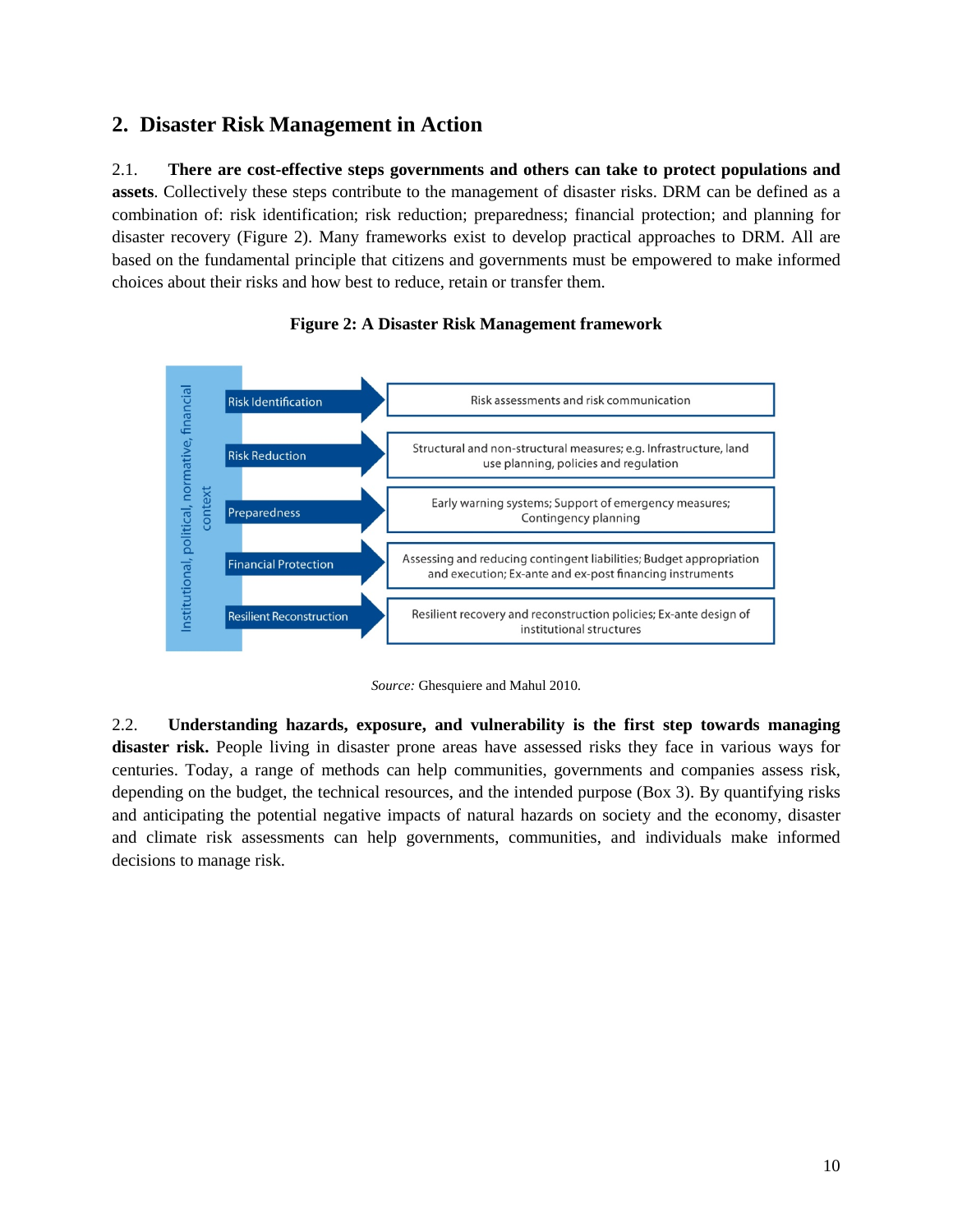## 2. Disaster Risk Management in Action

2.1. **There are cost-effective steps governments and others can take to protect populations and assets**. Collectively these steps contribute to the management of disaster risks. DRM can be defined as a combination of: risk identification; risk reduction; preparedness; financial protection; and planning for disaster recovery (Figure 2). Many frameworks exist to develop practical approaches to DRM. All are based on the fundamental principle that citizens and governments must be empowered to make informed choices about their risks and how best to reduce, retain or transfer them.

**Figure 2: A Disaster Risk Management framework**

Institutional, political, normative, financial context

| | |
|---|---|
| Risk Identification | Risk assessments and risk communication |
| Risk Reduction | Structural and non-structural measures; e.g. Infrastructure, land use planning, policies and regulation |
| Preparedness | Early warning systems; Support of emergency measures; Contingency planning |
| Financial Protection | Assessing and reducing contingent liabilities; Budget appropriation and execution; Ex-ante and ex-post financing instruments |
| Resilient Reconstruction | Resilient recovery and reconstruction policies; Ex-ante design of institutional structures |

*Source:* Ghesquiere and Mahul 2010.

2.2. **Understanding hazards, exposure, and vulnerability is the first step towards managing disaster risk.** People living in disaster prone areas have assessed risks they face in various ways for centuries. Today, a range of methods can help communities, governments and companies assess risk, depending on the budget, the technical resources, and the intended purpose (Box 3). By quantifying risks and anticipating the potential negative impacts of natural hazards on society and the economy, disaster and climate risk assessments can help governments, communities, and individuals make informed decisions to manage risk.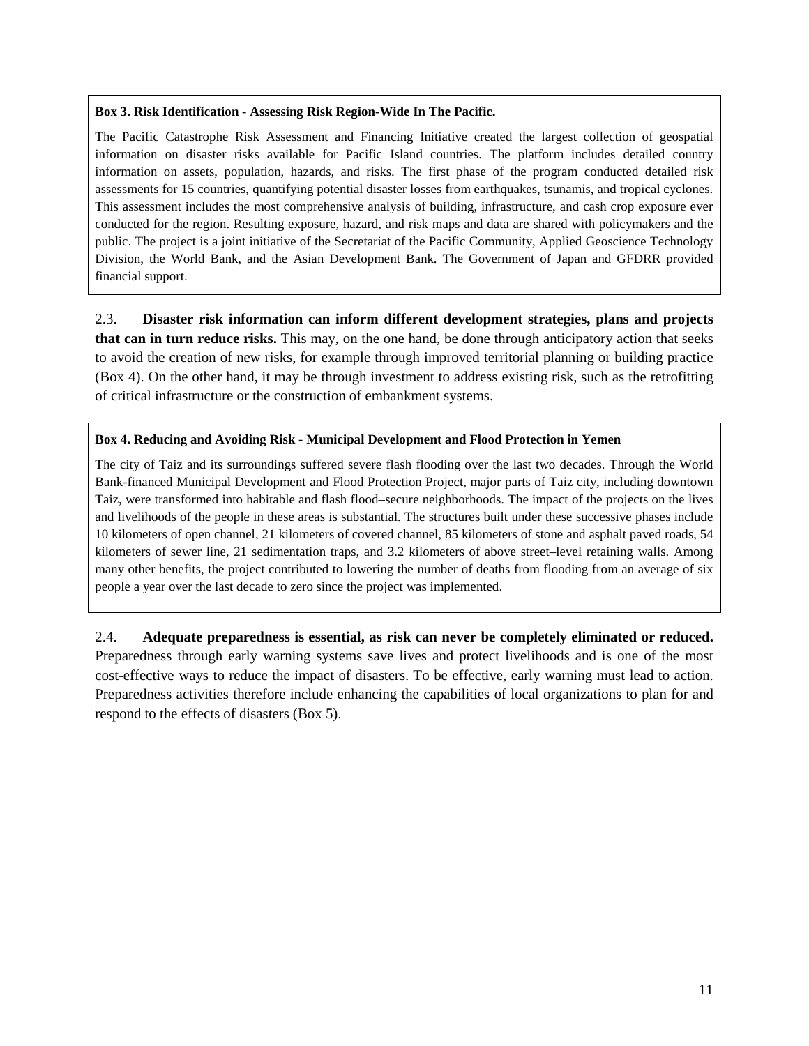**Box 3. Risk Identification - Assessing Risk Region-Wide In The Pacific.**

The Pacific Catastrophe Risk Assessment and Financing Initiative created the largest collection of geospatial information on disaster risks available for Pacific Island countries. The platform includes detailed country information on assets, population, hazards, and risks. The first phase of the program conducted detailed risk assessments for 15 countries, quantifying potential disaster losses from earthquakes, tsunamis, and tropical cyclones. This assessment includes the most comprehensive analysis of building, infrastructure, and cash crop exposure ever conducted for the region. Resulting exposure, hazard, and risk maps and data are shared with policymakers and the public. The project is a joint initiative of the Secretariat of the Pacific Community, Applied Geoscience Technology Division, the World Bank, and the Asian Development Bank. The Government of Japan and GFDRR provided financial support.

2.3. **Disaster risk information can inform different development strategies, plans and projects that can in turn reduce risks.** This may, on the one hand, be done through anticipatory action that seeks to avoid the creation of new risks, for example through improved territorial planning or building practice (Box 4). On the other hand, it may be through investment to address existing risk, such as the retrofitting of critical infrastructure or the construction of embankment systems.

**Box 4. Reducing and Avoiding Risk - Municipal Development and Flood Protection in Yemen**

The city of Taiz and its surroundings suffered severe flash flooding over the last two decades. Through the World Bank-financed Municipal Development and Flood Protection Project, major parts of Taiz city, including downtown Taiz, were transformed into habitable and flash flood–secure neighborhoods. The impact of the projects on the lives and livelihoods of the people in these areas is substantial. The structures built under these successive phases include 10 kilometers of open channel, 21 kilometers of covered channel, 85 kilometers of stone and asphalt paved roads, 54 kilometers of sewer line, 21 sedimentation traps, and 3.2 kilometers of above street–level retaining walls. Among many other benefits, the project contributed to lowering the number of deaths from flooding from an average of six people a year over the last decade to zero since the project was implemented.

2.4. **Adequate preparedness is essential, as risk can never be completely eliminated or reduced.** Preparedness through early warning systems save lives and protect livelihoods and is one of the most cost-effective ways to reduce the impact of disasters. To be effective, early warning must lead to action. Preparedness activities therefore include enhancing the capabilities of local organizations to plan for and respond to the effects of disasters (Box 5).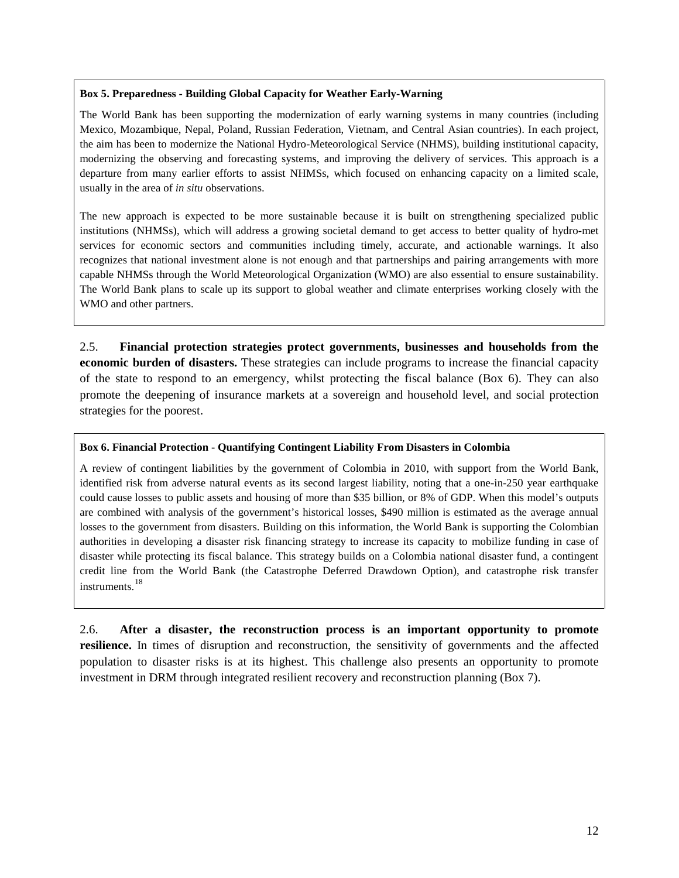**Box 5. Preparedness - Building Global Capacity for Weather Early-Warning**

The World Bank has been supporting the modernization of early warning systems in many countries (including Mexico, Mozambique, Nepal, Poland, Russian Federation, Vietnam, and Central Asian countries). In each project, the aim has been to modernize the National Hydro-Meteorological Service (NHMS), building institutional capacity, modernizing the observing and forecasting systems, and improving the delivery of services. This approach is a departure from many earlier efforts to assist NHMSs, which focused on enhancing capacity on a limited scale, usually in the area of *in situ* observations.

The new approach is expected to be more sustainable because it is built on strengthening specialized public institutions (NHMSs), which will address a growing societal demand to get access to better quality of hydro-met services for economic sectors and communities including timely, accurate, and actionable warnings. It also recognizes that national investment alone is not enough and that partnerships and pairing arrangements with more capable NHMSs through the World Meteorological Organization (WMO) are also essential to ensure sustainability. The World Bank plans to scale up its support to global weather and climate enterprises working closely with the WMO and other partners.

2.5. **Financial protection strategies protect governments, businesses and households from the economic burden of disasters.** These strategies can include programs to increase the financial capacity of the state to respond to an emergency, whilst protecting the fiscal balance (Box 6). They can also promote the deepening of insurance markets at a sovereign and household level, and social protection strategies for the poorest.

**Box 6. Financial Protection - Quantifying Contingent Liability From Disasters in Colombia**

A review of contingent liabilities by the government of Colombia in 2010, with support from the World Bank, identified risk from adverse natural events as its second largest liability, noting that a one-in-250 year earthquake could cause losses to public assets and housing of more than $35 billion, or 8% of GDP. When this model's outputs are combined with analysis of the government's historical losses, $490 million is estimated as the average annual losses to the government from disasters. Building on this information, the World Bank is supporting the Colombian authorities in developing a disaster risk financing strategy to increase its capacity to mobilize funding in case of disaster while protecting its fiscal balance. This strategy builds on a Colombia national disaster fund, a contingent credit line from the World Bank (the Catastrophe Deferred Drawdown Option), and catastrophe risk transfer instruments.[18]

2.6. **After a disaster, the reconstruction process is an important opportunity to promote resilience.** In times of disruption and reconstruction, the sensitivity of governments and the affected population to disaster risks is at its highest. This challenge also presents an opportunity to promote investment in DRM through integrated resilient recovery and reconstruction planning (Box 7).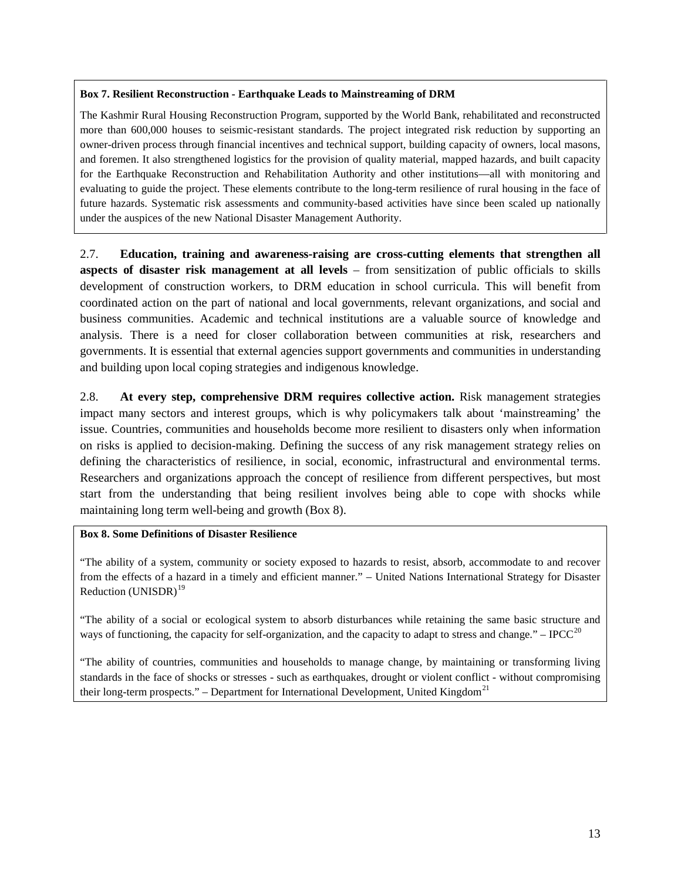**Box 7. Resilient Reconstruction - Earthquake Leads to Mainstreaming of DRM**

The Kashmir Rural Housing Reconstruction Program, supported by the World Bank, rehabilitated and reconstructed more than 600,000 houses to seismic-resistant standards. The project integrated risk reduction by supporting an owner-driven process through financial incentives and technical support, building capacity of owners, local masons, and foremen. It also strengthened logistics for the provision of quality material, mapped hazards, and built capacity for the Earthquake Reconstruction and Rehabilitation Authority and other institutions—all with monitoring and evaluating to guide the project. These elements contribute to the long-term resilience of rural housing in the face of future hazards. Systematic risk assessments and community-based activities have since been scaled up nationally under the auspices of the new National Disaster Management Authority.

2.7. **Education, training and awareness-raising are cross-cutting elements that strengthen all aspects of disaster risk management at all levels** – from sensitization of public officials to skills development of construction workers, to DRM education in school curricula. This will benefit from coordinated action on the part of national and local governments, relevant organizations, and social and business communities. Academic and technical institutions are a valuable source of knowledge and analysis. There is a need for closer collaboration between communities at risk, researchers and governments. It is essential that external agencies support governments and communities in understanding and building upon local coping strategies and indigenous knowledge.

2.8. **At every step, comprehensive DRM requires collective action.** Risk management strategies impact many sectors and interest groups, which is why policymakers talk about 'mainstreaming' the issue. Countries, communities and households become more resilient to disasters only when information on risks is applied to decision-making. Defining the success of any risk management strategy relies on defining the characteristics of resilience, in social, economic, infrastructural and environmental terms. Researchers and organizations approach the concept of resilience from different perspectives, but most start from the understanding that being resilient involves being able to cope with shocks while maintaining long term well-being and growth (Box 8).

**Box 8. Some Definitions of Disaster Resilience**

"The ability of a system, community or society exposed to hazards to resist, absorb, accommodate to and recover from the effects of a hazard in a timely and efficient manner." – United Nations International Strategy for Disaster Reduction (UNISDR)[19]

"The ability of a social or ecological system to absorb disturbances while retaining the same basic structure and ways of functioning, the capacity for self-organization, and the capacity to adapt to stress and change." – IPCC[20]

"The ability of countries, communities and households to manage change, by maintaining or transforming living standards in the face of shocks or stresses - such as earthquakes, drought or violent conflict - without compromising their long-term prospects." – Department for International Development, United Kingdom[21]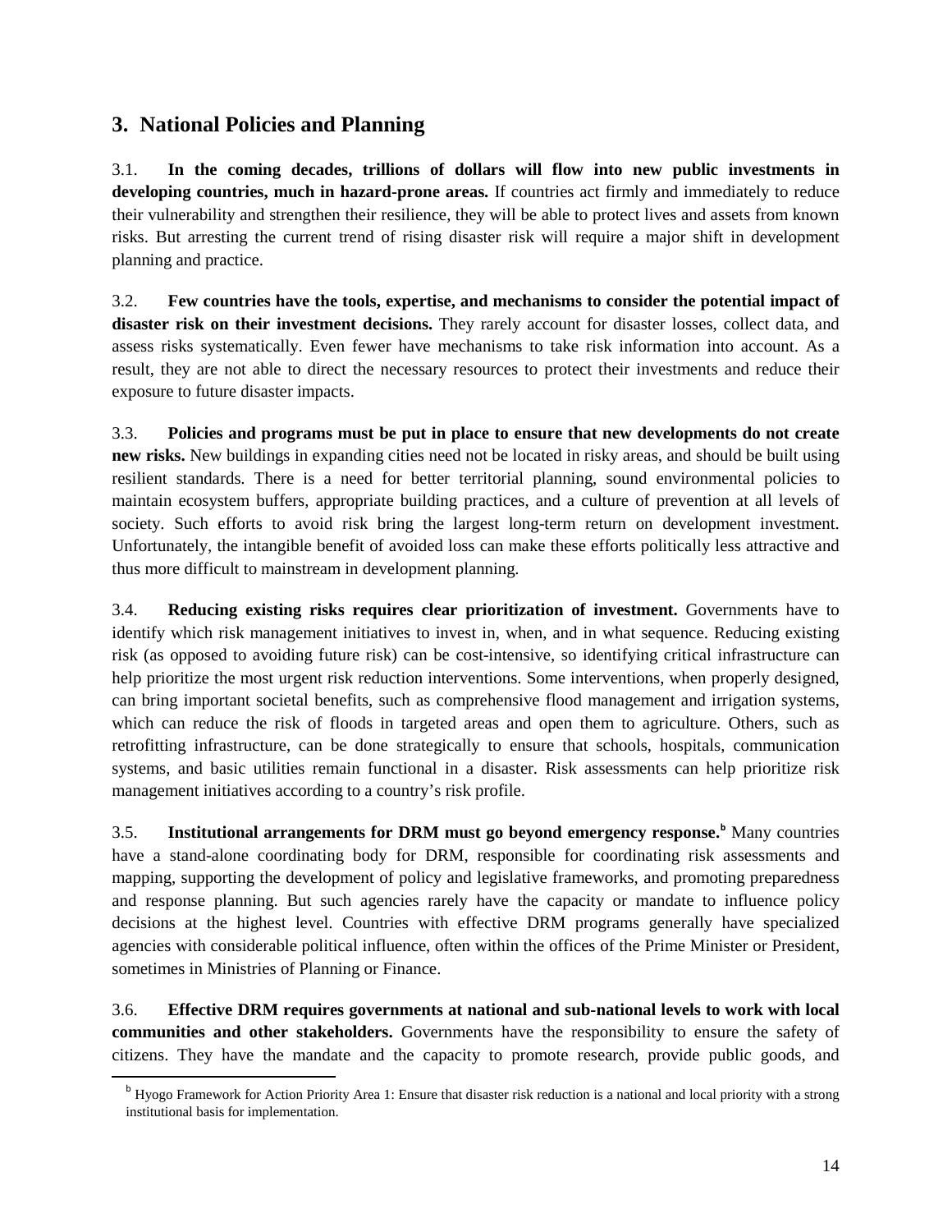## 3. National Policies and Planning

3.1. **In the coming decades, trillions of dollars will flow into new public investments in developing countries, much in hazard-prone areas.** If countries act firmly and immediately to reduce their vulnerability and strengthen their resilience, they will be able to protect lives and assets from known risks. But arresting the current trend of rising disaster risk will require a major shift in development planning and practice.

3.2. **Few countries have the tools, expertise, and mechanisms to consider the potential impact of disaster risk on their investment decisions.** They rarely account for disaster losses, collect data, and assess risks systematically. Even fewer have mechanisms to take risk information into account. As a result, they are not able to direct the necessary resources to protect their investments and reduce their exposure to future disaster impacts.

3.3. **Policies and programs must be put in place to ensure that new developments do not create new risks.** New buildings in expanding cities need not be located in risky areas, and should be built using resilient standards. There is a need for better territorial planning, sound environmental policies to maintain ecosystem buffers, appropriate building practices, and a culture of prevention at all levels of society. Such efforts to avoid risk bring the largest long-term return on development investment. Unfortunately, the intangible benefit of avoided loss can make these efforts politically less attractive and thus more difficult to mainstream in development planning.

3.4. **Reducing existing risks requires clear prioritization of investment.** Governments have to identify which risk management initiatives to invest in, when, and in what sequence. Reducing existing risk (as opposed to avoiding future risk) can be cost-intensive, so identifying critical infrastructure can help prioritize the most urgent risk reduction interventions. Some interventions, when properly designed, can bring important societal benefits, such as comprehensive flood management and irrigation systems, which can reduce the risk of floods in targeted areas and open them to agriculture. Others, such as retrofitting infrastructure, can be done strategically to ensure that schools, hospitals, communication systems, and basic utilities remain functional in a disaster. Risk assessments can help prioritize risk management initiatives according to a country's risk profile.

3.5. **Institutional arrangements for DRM must go beyond emergency response.**[b] Many countries have a stand-alone coordinating body for DRM, responsible for coordinating risk assessments and mapping, supporting the development of policy and legislative frameworks, and promoting preparedness and response planning. But such agencies rarely have the capacity or mandate to influence policy decisions at the highest level. Countries with effective DRM programs generally have specialized agencies with considerable political influence, often within the offices of the Prime Minister or President, sometimes in Ministries of Planning or Finance.

3.6. **Effective DRM requires governments at national and sub-national levels to work with local communities and other stakeholders.** Governments have the responsibility to ensure the safety of citizens. They have the mandate and the capacity to promote research, provide public goods, and

[b] Hyogo Framework for Action Priority Area 1: Ensure that disaster risk reduction is a national and local priority with a strong institutional basis for implementation.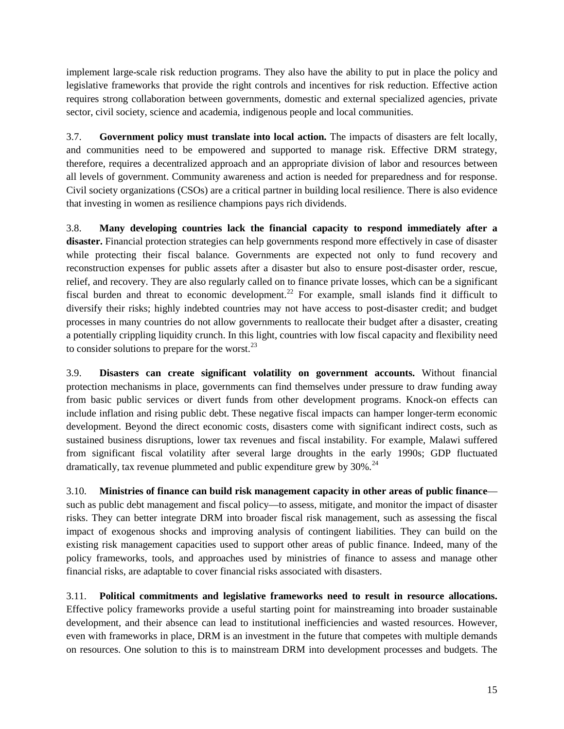implement large-scale risk reduction programs. They also have the ability to put in place the policy and legislative frameworks that provide the right controls and incentives for risk reduction. Effective action requires strong collaboration between governments, domestic and external specialized agencies, private sector, civil society, science and academia, indigenous people and local communities.

3.7. **Government policy must translate into local action.** The impacts of disasters are felt locally, and communities need to be empowered and supported to manage risk. Effective DRM strategy, therefore, requires a decentralized approach and an appropriate division of labor and resources between all levels of government. Community awareness and action is needed for preparedness and for response. Civil society organizations (CSOs) are a critical partner in building local resilience. There is also evidence that investing in women as resilience champions pays rich dividends.

3.8. **Many developing countries lack the financial capacity to respond immediately after a disaster.** Financial protection strategies can help governments respond more effectively in case of disaster while protecting their fiscal balance. Governments are expected not only to fund recovery and reconstruction expenses for public assets after a disaster but also to ensure post-disaster order, rescue, relief, and recovery. They are also regularly called on to finance private losses, which can be a significant fiscal burden and threat to economic development.[22] For example, small islands find it difficult to diversify their risks; highly indebted countries may not have access to post-disaster credit; and budget processes in many countries do not allow governments to reallocate their budget after a disaster, creating a potentially crippling liquidity crunch. In this light, countries with low fiscal capacity and flexibility need to consider solutions to prepare for the worst.[23]

3.9. **Disasters can create significant volatility on government accounts.** Without financial protection mechanisms in place, governments can find themselves under pressure to draw funding away from basic public services or divert funds from other development programs. Knock-on effects can include inflation and rising public debt. These negative fiscal impacts can hamper longer-term economic development. Beyond the direct economic costs, disasters come with significant indirect costs, such as sustained business disruptions, lower tax revenues and fiscal instability. For example, Malawi suffered from significant fiscal volatility after several large droughts in the early 1990s; GDP fluctuated dramatically, tax revenue plummeted and public expenditure grew by 30%.[24]

3.10. **Ministries of finance can build risk management capacity in other areas of public finance**—such as public debt management and fiscal policy—to assess, mitigate, and monitor the impact of disaster risks. They can better integrate DRM into broader fiscal risk management, such as assessing the fiscal impact of exogenous shocks and improving analysis of contingent liabilities. They can build on the existing risk management capacities used to support other areas of public finance. Indeed, many of the policy frameworks, tools, and approaches used by ministries of finance to assess and manage other financial risks, are adaptable to cover financial risks associated with disasters.

3.11. **Political commitments and legislative frameworks need to result in resource allocations.** Effective policy frameworks provide a useful starting point for mainstreaming into broader sustainable development, and their absence can lead to institutional inefficiencies and wasted resources. However, even with frameworks in place, DRM is an investment in the future that competes with multiple demands on resources. One solution to this is to mainstream DRM into development processes and budgets. The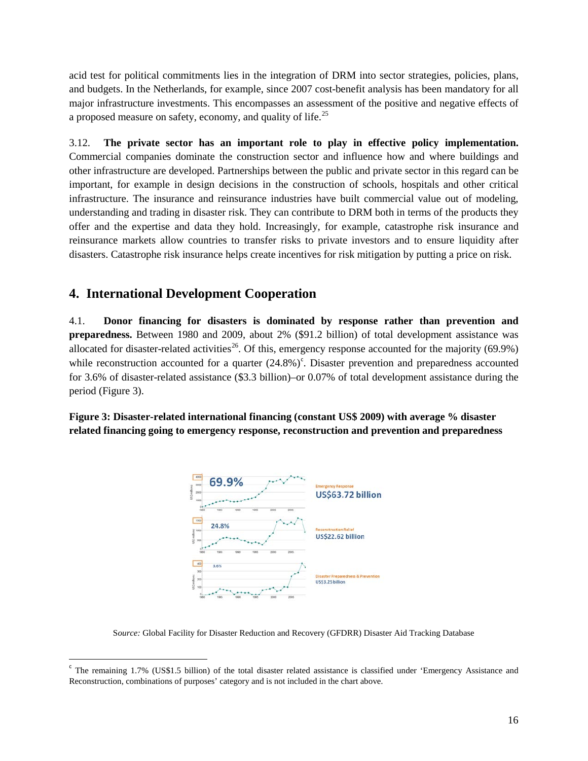acid test for political commitments lies in the integration of DRM into sector strategies, policies, plans, and budgets. In the Netherlands, for example, since 2007 cost-benefit analysis has been mandatory for all major infrastructure investments. This encompasses an assessment of the positive and negative effects of a proposed measure on safety, economy, and quality of life.[25]

3.12. **The private sector has an important role to play in effective policy implementation.** Commercial companies dominate the construction sector and influence how and where buildings and other infrastructure are developed. Partnerships between the public and private sector in this regard can be important, for example in design decisions in the construction of schools, hospitals and other critical infrastructure. The insurance and reinsurance industries have built commercial value out of modeling, understanding and trading in disaster risk. They can contribute to DRM both in terms of the products they offer and the expertise and data they hold. Increasingly, for example, catastrophe risk insurance and reinsurance markets allow countries to transfer risks to private investors and to ensure liquidity after disasters. Catastrophe risk insurance helps create incentives for risk mitigation by putting a price on risk.

## 4. International Development Cooperation

4.1. **Donor financing for disasters is dominated by response rather than prevention and preparedness.** Between 1980 and 2009, about 2% ($91.2 billion) of total development assistance was allocated for disaster-related activities[26]. Of this, emergency response accounted for the majority (69.9%) while reconstruction accounted for a quarter (24.8%)[c]. Disaster prevention and preparedness accounted for 3.6% of disaster-related assistance ($3.3 billion)–or 0.07% of total development assistance during the period (Figure 3).

**Figure 3: Disaster-related international financing (constant US$ 2009) with average % disaster related financing going to emergency response, reconstruction and prevention and preparedness**

*Source:* Global Facility for Disaster Reduction and Recovery (GFDRR) Disaster Aid Tracking Database

[c] The remaining 1.7% (US$1.5 billion) of the total disaster related assistance is classified under 'Emergency Assistance and Reconstruction, combinations of purposes' category and is not included in the chart above.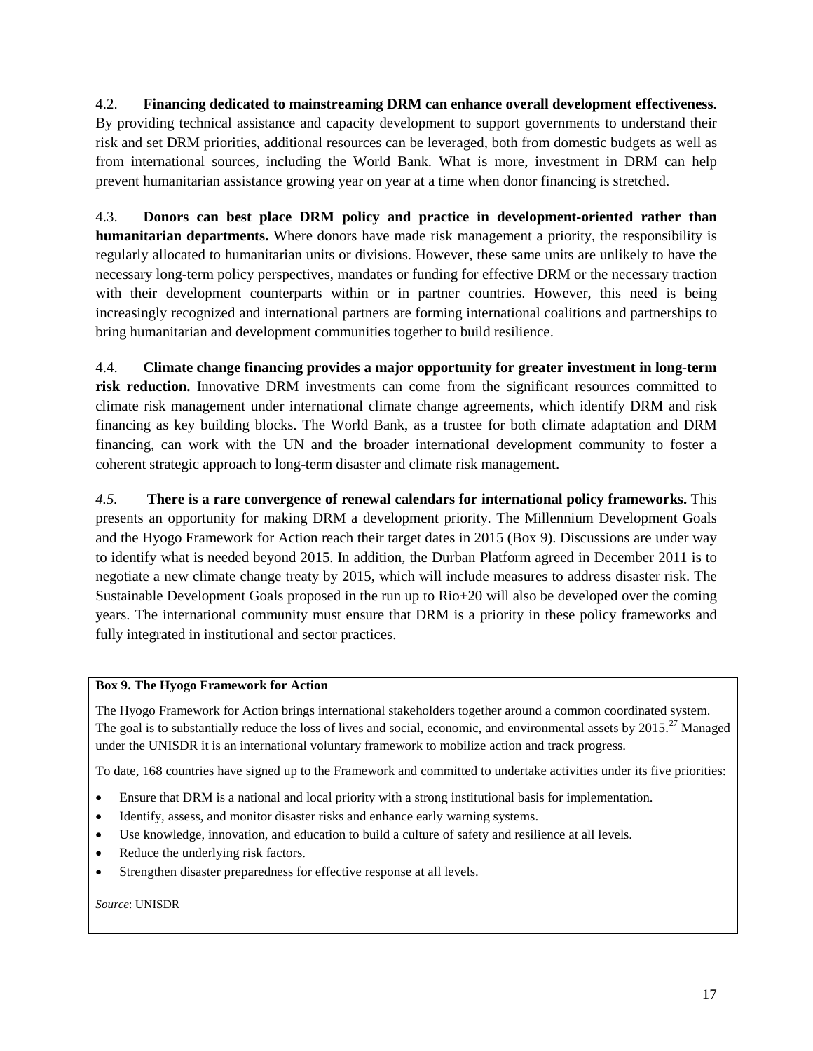4.2. **Financing dedicated to mainstreaming DRM can enhance overall development effectiveness.** By providing technical assistance and capacity development to support governments to understand their risk and set DRM priorities, additional resources can be leveraged, both from domestic budgets as well as from international sources, including the World Bank. What is more, investment in DRM can help prevent humanitarian assistance growing year on year at a time when donor financing is stretched.

4.3. **Donors can best place DRM policy and practice in development-oriented rather than humanitarian departments.** Where donors have made risk management a priority, the responsibility is regularly allocated to humanitarian units or divisions. However, these same units are unlikely to have the necessary long-term policy perspectives, mandates or funding for effective DRM or the necessary traction with their development counterparts within or in partner countries. However, this need is being increasingly recognized and international partners are forming international coalitions and partnerships to bring humanitarian and development communities together to build resilience.

4.4. **Climate change financing provides a major opportunity for greater investment in long-term risk reduction.** Innovative DRM investments can come from the significant resources committed to climate risk management under international climate change agreements, which identify DRM and risk financing as key building blocks. The World Bank, as a trustee for both climate adaptation and DRM financing, can work with the UN and the broader international development community to foster a coherent strategic approach to long-term disaster and climate risk management.

*4.5.* **There is a rare convergence of renewal calendars for international policy frameworks.** This presents an opportunity for making DRM a development priority. The Millennium Development Goals and the Hyogo Framework for Action reach their target dates in 2015 (Box 9). Discussions are under way to identify what is needed beyond 2015. In addition, the Durban Platform agreed in December 2011 is to negotiate a new climate change treaty by 2015, which will include measures to address disaster risk. The Sustainable Development Goals proposed in the run up to Rio+20 will also be developed over the coming years. The international community must ensure that DRM is a priority in these policy frameworks and fully integrated in institutional and sector practices.

**Box 9. The Hyogo Framework for Action**

The Hyogo Framework for Action brings international stakeholders together around a common coordinated system. The goal is to substantially reduce the loss of lives and social, economic, and environmental assets by 2015.[27] Managed under the UNISDR it is an international voluntary framework to mobilize action and track progress.

To date, 168 countries have signed up to the Framework and committed to undertake activities under its five priorities:

- Ensure that DRM is a national and local priority with a strong institutional basis for implementation.
- Identify, assess, and monitor disaster risks and enhance early warning systems.
- Use knowledge, innovation, and education to build a culture of safety and resilience at all levels.
- Reduce the underlying risk factors.
- Strengthen disaster preparedness for effective response at all levels.

*Source*: UNISDR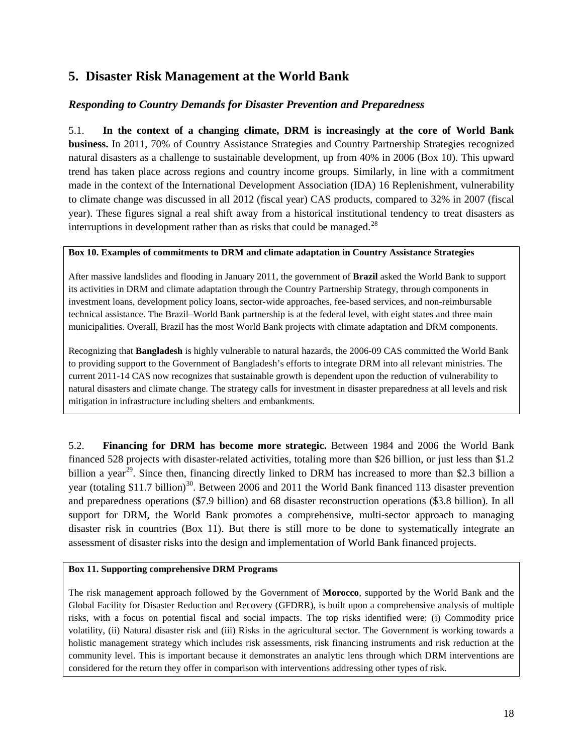## 5. Disaster Risk Management at the World Bank

### *Responding to Country Demands for Disaster Prevention and Preparedness*

5.1. **In the context of a changing climate, DRM is increasingly at the core of World Bank business.** In 2011, 70% of Country Assistance Strategies and Country Partnership Strategies recognized natural disasters as a challenge to sustainable development, up from 40% in 2006 (Box 10). This upward trend has taken place across regions and country income groups. Similarly, in line with a commitment made in the context of the International Development Association (IDA) 16 Replenishment, vulnerability to climate change was discussed in all 2012 (fiscal year) CAS products, compared to 32% in 2007 (fiscal year). These figures signal a real shift away from a historical institutional tendency to treat disasters as interruptions in development rather than as risks that could be managed.[28]

> **Box 10. Examples of commitments to DRM and climate adaptation in Country Assistance Strategies**
>
> After massive landslides and flooding in January 2011, the government of **Brazil** asked the World Bank to support its activities in DRM and climate adaptation through the Country Partnership Strategy, through components in investment loans, development policy loans, sector-wide approaches, fee-based services, and non-reimbursable technical assistance. The Brazil–World Bank partnership is at the federal level, with eight states and three main municipalities. Overall, Brazil has the most World Bank projects with climate adaptation and DRM components.
>
> Recognizing that **Bangladesh** is highly vulnerable to natural hazards, the 2006-09 CAS committed the World Bank to providing support to the Government of Bangladesh's efforts to integrate DRM into all relevant ministries. The current 2011-14 CAS now recognizes that sustainable growth is dependent upon the reduction of vulnerability to natural disasters and climate change. The strategy calls for investment in disaster preparedness at all levels and risk mitigation in infrastructure including shelters and embankments.

5.2. **Financing for DRM has become more strategic.** Between 1984 and 2006 the World Bank financed 528 projects with disaster-related activities, totaling more than \$26 billion, or just less than \$1.2 billion a year[29]. Since then, financing directly linked to DRM has increased to more than \$2.3 billion a year (totaling \$11.7 billion)[30]. Between 2006 and 2011 the World Bank financed 113 disaster prevention and preparedness operations (\$7.9 billion) and 68 disaster reconstruction operations (\$3.8 billion). In all support for DRM, the World Bank promotes a comprehensive, multi-sector approach to managing disaster risk in countries (Box 11). But there is still more to be done to systematically integrate an assessment of disaster risks into the design and implementation of World Bank financed projects.

> **Box 11. Supporting comprehensive DRM Programs**
>
> The risk management approach followed by the Government of **Morocco**, supported by the World Bank and the Global Facility for Disaster Reduction and Recovery (GFDRR), is built upon a comprehensive analysis of multiple risks, with a focus on potential fiscal and social impacts. The top risks identified were: (i) Commodity price volatility, (ii) Natural disaster risk and (iii) Risks in the agricultural sector. The Government is working towards a holistic management strategy which includes risk assessments, risk financing instruments and risk reduction at the community level. This is important because it demonstrates an analytic lens through which DRM interventions are considered for the return they offer in comparison with interventions addressing other types of risk.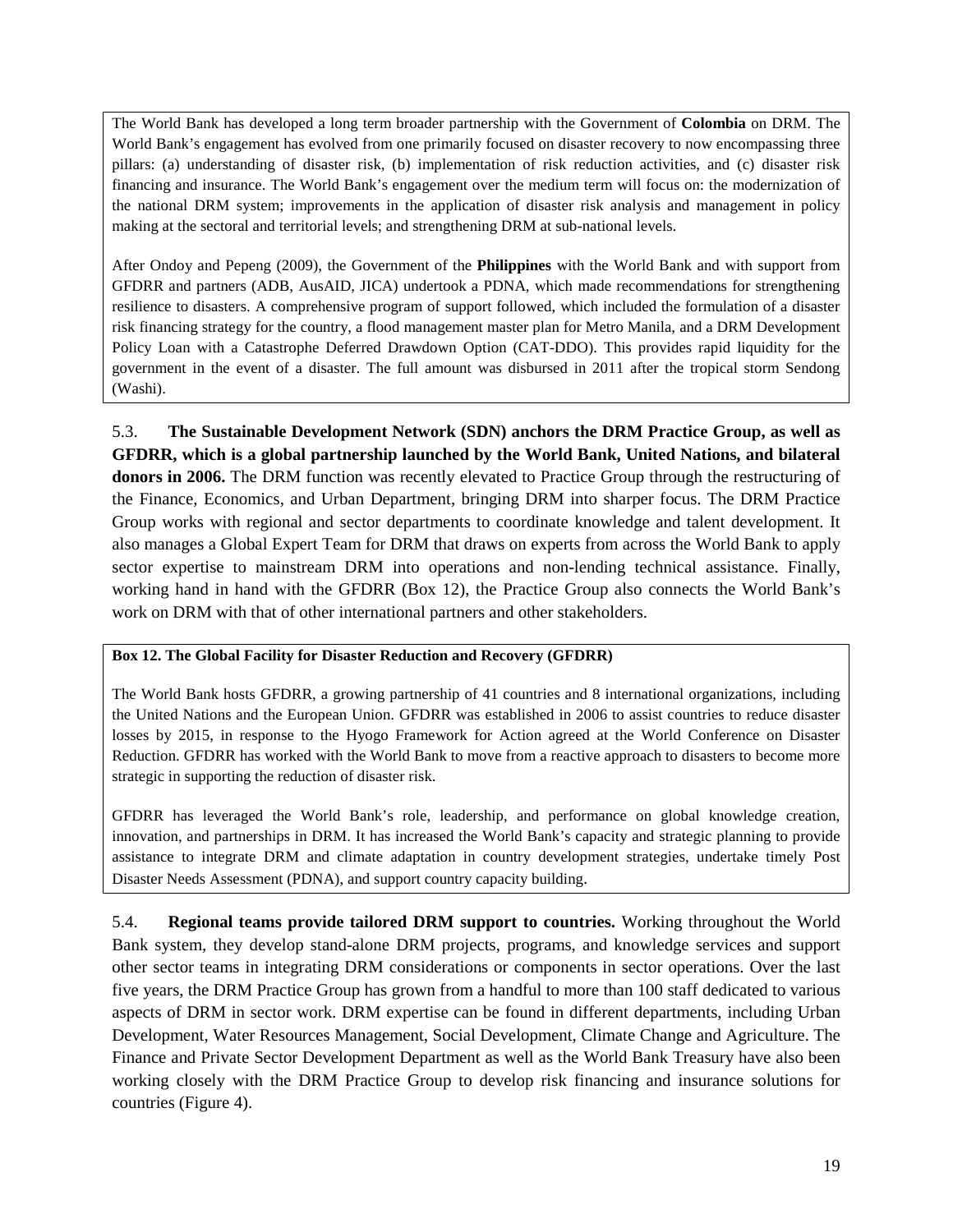The World Bank has developed a long term broader partnership with the Government of **Colombia** on DRM. The World Bank's engagement has evolved from one primarily focused on disaster recovery to now encompassing three pillars: (a) understanding of disaster risk, (b) implementation of risk reduction activities, and (c) disaster risk financing and insurance. The World Bank's engagement over the medium term will focus on: the modernization of the national DRM system; improvements in the application of disaster risk analysis and management in policy making at the sectoral and territorial levels; and strengthening DRM at sub-national levels.

After Ondoy and Pepeng (2009), the Government of the **Philippines** with the World Bank and with support from GFDRR and partners (ADB, AusAID, JICA) undertook a PDNA, which made recommendations for strengthening resilience to disasters. A comprehensive program of support followed, which included the formulation of a disaster risk financing strategy for the country, a flood management master plan for Metro Manila, and a DRM Development Policy Loan with a Catastrophe Deferred Drawdown Option (CAT-DDO). This provides rapid liquidity for the government in the event of a disaster. The full amount was disbursed in 2011 after the tropical storm Sendong (Washi).

5.3. **The Sustainable Development Network (SDN) anchors the DRM Practice Group, as well as GFDRR, which is a global partnership launched by the World Bank, United Nations, and bilateral donors in 2006.** The DRM function was recently elevated to Practice Group through the restructuring of the Finance, Economics, and Urban Department, bringing DRM into sharper focus. The DRM Practice Group works with regional and sector departments to coordinate knowledge and talent development. It also manages a Global Expert Team for DRM that draws on experts from across the World Bank to apply sector expertise to mainstream DRM into operations and non-lending technical assistance. Finally, working hand in hand with the GFDRR (Box 12), the Practice Group also connects the World Bank's work on DRM with that of other international partners and other stakeholders.

**Box 12. The Global Facility for Disaster Reduction and Recovery (GFDRR)**

The World Bank hosts GFDRR, a growing partnership of 41 countries and 8 international organizations, including the United Nations and the European Union. GFDRR was established in 2006 to assist countries to reduce disaster losses by 2015, in response to the Hyogo Framework for Action agreed at the World Conference on Disaster Reduction. GFDRR has worked with the World Bank to move from a reactive approach to disasters to become more strategic in supporting the reduction of disaster risk.

GFDRR has leveraged the World Bank's role, leadership, and performance on global knowledge creation, innovation, and partnerships in DRM. It has increased the World Bank's capacity and strategic planning to provide assistance to integrate DRM and climate adaptation in country development strategies, undertake timely Post Disaster Needs Assessment (PDNA), and support country capacity building.

5.4. **Regional teams provide tailored DRM support to countries.** Working throughout the World Bank system, they develop stand-alone DRM projects, programs, and knowledge services and support other sector teams in integrating DRM considerations or components in sector operations. Over the last five years, the DRM Practice Group has grown from a handful to more than 100 staff dedicated to various aspects of DRM in sector work. DRM expertise can be found in different departments, including Urban Development, Water Resources Management, Social Development, Climate Change and Agriculture. The Finance and Private Sector Development Department as well as the World Bank Treasury have also been working closely with the DRM Practice Group to develop risk financing and insurance solutions for countries (Figure 4).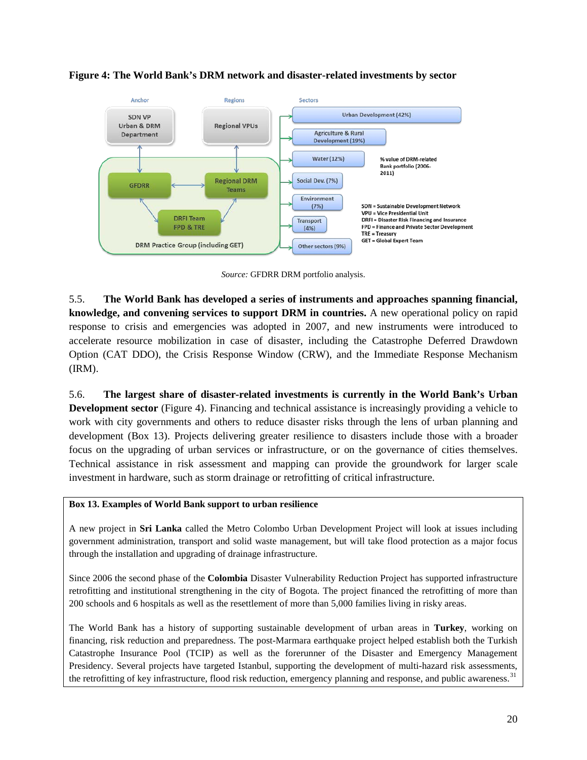**Figure 4: The World Bank's DRM network and disaster-related investments by sector**

*Source:* GFDRR DRM portfolio analysis.

5.5. **The World Bank has developed a series of instruments and approaches spanning financial, knowledge, and convening services to support DRM in countries.** A new operational policy on rapid response to crisis and emergencies was adopted in 2007, and new instruments were introduced to accelerate resource mobilization in case of disaster, including the Catastrophe Deferred Drawdown Option (CAT DDO), the Crisis Response Window (CRW), and the Immediate Response Mechanism (IRM).

5.6. **The largest share of disaster-related investments is currently in the World Bank's Urban Development sector** (Figure 4). Financing and technical assistance is increasingly providing a vehicle to work with city governments and others to reduce disaster risks through the lens of urban planning and development (Box 13). Projects delivering greater resilience to disasters include those with a broader focus on the upgrading of urban services or infrastructure, or on the governance of cities themselves. Technical assistance in risk assessment and mapping can provide the groundwork for larger scale investment in hardware, such as storm drainage or retrofitting of critical infrastructure.

**Box 13. Examples of World Bank support to urban resilience**

A new project in **Sri Lanka** called the Metro Colombo Urban Development Project will look at issues including government administration, transport and solid waste management, but will take flood protection as a major focus through the installation and upgrading of drainage infrastructure.

Since 2006 the second phase of the **Colombia** Disaster Vulnerability Reduction Project has supported infrastructure retrofitting and institutional strengthening in the city of Bogota. The project financed the retrofitting of more than 200 schools and 6 hospitals as well as the resettlement of more than 5,000 families living in risky areas.

The World Bank has a history of supporting sustainable development of urban areas in **Turkey**, working on financing, risk reduction and preparedness. The post-Marmara earthquake project helped establish both the Turkish Catastrophe Insurance Pool (TCIP) as well as the forerunner of the Disaster and Emergency Management Presidency. Several projects have targeted Istanbul, supporting the development of multi-hazard risk assessments, the retrofitting of key infrastructure, flood risk reduction, emergency planning and response, and public awareness.[31]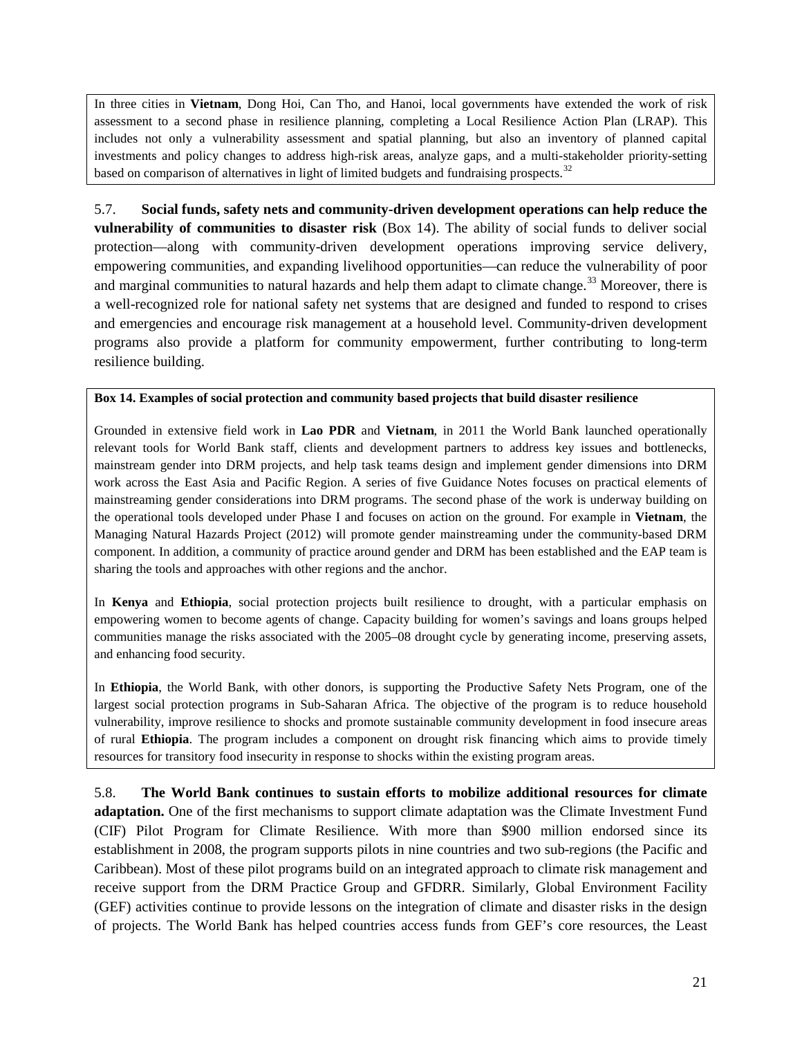In three cities in **Vietnam**, Dong Hoi, Can Tho, and Hanoi, local governments have extended the work of risk assessment to a second phase in resilience planning, completing a Local Resilience Action Plan (LRAP). This includes not only a vulnerability assessment and spatial planning, but also an inventory of planned capital investments and policy changes to address high-risk areas, analyze gaps, and a multi-stakeholder priority-setting based on comparison of alternatives in light of limited budgets and fundraising prospects.[32]

5.7. **Social funds, safety nets and community-driven development operations can help reduce the vulnerability of communities to disaster risk** (Box 14). The ability of social funds to deliver social protection—along with community-driven development operations improving service delivery, empowering communities, and expanding livelihood opportunities—can reduce the vulnerability of poor and marginal communities to natural hazards and help them adapt to climate change.[33] Moreover, there is a well-recognized role for national safety net systems that are designed and funded to respond to crises and emergencies and encourage risk management at a household level. Community-driven development programs also provide a platform for community empowerment, further contributing to long-term resilience building.

**Box 14. Examples of social protection and community based projects that build disaster resilience**

Grounded in extensive field work in **Lao PDR** and **Vietnam**, in 2011 the World Bank launched operationally relevant tools for World Bank staff, clients and development partners to address key issues and bottlenecks, mainstream gender into DRM projects, and help task teams design and implement gender dimensions into DRM work across the East Asia and Pacific Region. A series of five Guidance Notes focuses on practical elements of mainstreaming gender considerations into DRM programs. The second phase of the work is underway building on the operational tools developed under Phase I and focuses on action on the ground. For example in **Vietnam**, the Managing Natural Hazards Project (2012) will promote gender mainstreaming under the community-based DRM component. In addition, a community of practice around gender and DRM has been established and the EAP team is sharing the tools and approaches with other regions and the anchor.

In **Kenya** and **Ethiopia**, social protection projects built resilience to drought, with a particular emphasis on empowering women to become agents of change. Capacity building for women's savings and loans groups helped communities manage the risks associated with the 2005–08 drought cycle by generating income, preserving assets, and enhancing food security.

In **Ethiopia**, the World Bank, with other donors, is supporting the Productive Safety Nets Program, one of the largest social protection programs in Sub-Saharan Africa. The objective of the program is to reduce household vulnerability, improve resilience to shocks and promote sustainable community development in food insecure areas of rural **Ethiopia**. The program includes a component on drought risk financing which aims to provide timely resources for transitory food insecurity in response to shocks within the existing program areas.

5.8. **The World Bank continues to sustain efforts to mobilize additional resources for climate adaptation.** One of the first mechanisms to support climate adaptation was the Climate Investment Fund (CIF) Pilot Program for Climate Resilience. With more than $900 million endorsed since its establishment in 2008, the program supports pilots in nine countries and two sub-regions (the Pacific and Caribbean). Most of these pilot programs build on an integrated approach to climate risk management and receive support from the DRM Practice Group and GFDRR. Similarly, Global Environment Facility (GEF) activities continue to provide lessons on the integration of climate and disaster risks in the design of projects. The World Bank has helped countries access funds from GEF's core resources, the Least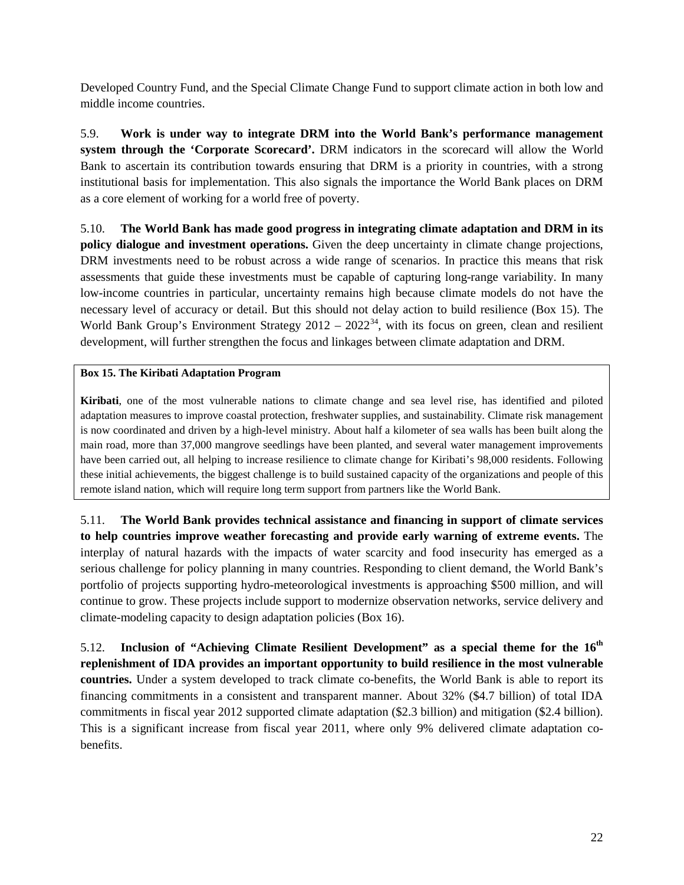Developed Country Fund, and the Special Climate Change Fund to support climate action in both low and middle income countries.

5.9. **Work is under way to integrate DRM into the World Bank's performance management system through the 'Corporate Scorecard'.** DRM indicators in the scorecard will allow the World Bank to ascertain its contribution towards ensuring that DRM is a priority in countries, with a strong institutional basis for implementation. This also signals the importance the World Bank places on DRM as a core element of working for a world free of poverty.

5.10. **The World Bank has made good progress in integrating climate adaptation and DRM in its policy dialogue and investment operations.** Given the deep uncertainty in climate change projections, DRM investments need to be robust across a wide range of scenarios. In practice this means that risk assessments that guide these investments must be capable of capturing long-range variability. In many low-income countries in particular, uncertainty remains high because climate models do not have the necessary level of accuracy or detail. But this should not delay action to build resilience (Box 15). The World Bank Group's Environment Strategy 2012 – 2022[34], with its focus on green, clean and resilient development, will further strengthen the focus and linkages between climate adaptation and DRM.

**Box 15. The Kiribati Adaptation Program**

**Kiribati**, one of the most vulnerable nations to climate change and sea level rise, has identified and piloted adaptation measures to improve coastal protection, freshwater supplies, and sustainability. Climate risk management is now coordinated and driven by a high-level ministry. About half a kilometer of sea walls has been built along the main road, more than 37,000 mangrove seedlings have been planted, and several water management improvements have been carried out, all helping to increase resilience to climate change for Kiribati's 98,000 residents. Following these initial achievements, the biggest challenge is to build sustained capacity of the organizations and people of this remote island nation, which will require long term support from partners like the World Bank.

5.11. **The World Bank provides technical assistance and financing in support of climate services to help countries improve weather forecasting and provide early warning of extreme events.** The interplay of natural hazards with the impacts of water scarcity and food insecurity has emerged as a serious challenge for policy planning in many countries. Responding to client demand, the World Bank's portfolio of projects supporting hydro-meteorological investments is approaching $500 million, and will continue to grow. These projects include support to modernize observation networks, service delivery and climate-modeling capacity to design adaptation policies (Box 16).

5.12. **Inclusion of "Achieving Climate Resilient Development" as a special theme for the 16th replenishment of IDA provides an important opportunity to build resilience in the most vulnerable countries.** Under a system developed to track climate co-benefits, the World Bank is able to report its financing commitments in a consistent and transparent manner. About 32% ($4.7 billion) of total IDA commitments in fiscal year 2012 supported climate adaptation ($2.3 billion) and mitigation ($2.4 billion). This is a significant increase from fiscal year 2011, where only 9% delivered climate adaptation co-benefits.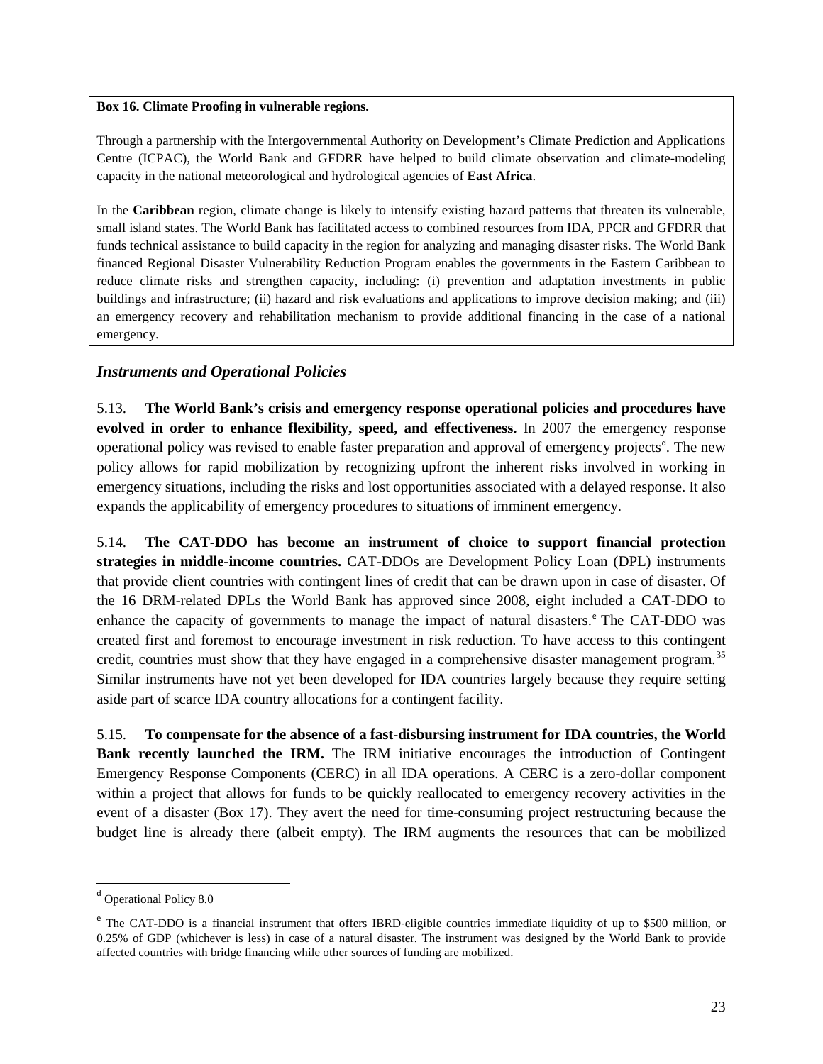**Box 16. Climate Proofing in vulnerable regions.**

Through a partnership with the Intergovernmental Authority on Development's Climate Prediction and Applications Centre (ICPAC), the World Bank and GFDRR have helped to build climate observation and climate-modeling capacity in the national meteorological and hydrological agencies of **East Africa**.

In the **Caribbean** region, climate change is likely to intensify existing hazard patterns that threaten its vulnerable, small island states. The World Bank has facilitated access to combined resources from IDA, PPCR and GFDRR that funds technical assistance to build capacity in the region for analyzing and managing disaster risks. The World Bank financed Regional Disaster Vulnerability Reduction Program enables the governments in the Eastern Caribbean to reduce climate risks and strengthen capacity, including: (i) prevention and adaptation investments in public buildings and infrastructure; (ii) hazard and risk evaluations and applications to improve decision making; and (iii) an emergency recovery and rehabilitation mechanism to provide additional financing in the case of a national emergency.

### *Instruments and Operational Policies*

5.13. **The World Bank's crisis and emergency response operational policies and procedures have evolved in order to enhance flexibility, speed, and effectiveness.** In 2007 the emergency response operational policy was revised to enable faster preparation and approval of emergency projects[d]. The new policy allows for rapid mobilization by recognizing upfront the inherent risks involved in working in emergency situations, including the risks and lost opportunities associated with a delayed response. It also expands the applicability of emergency procedures to situations of imminent emergency.

5.14. **The CAT-DDO has become an instrument of choice to support financial protection strategies in middle-income countries.** CAT-DDOs are Development Policy Loan (DPL) instruments that provide client countries with contingent lines of credit that can be drawn upon in case of disaster. Of the 16 DRM-related DPLs the World Bank has approved since 2008, eight included a CAT-DDO to enhance the capacity of governments to manage the impact of natural disasters.[e] The CAT-DDO was created first and foremost to encourage investment in risk reduction. To have access to this contingent credit, countries must show that they have engaged in a comprehensive disaster management program.[35] Similar instruments have not yet been developed for IDA countries largely because they require setting aside part of scarce IDA country allocations for a contingent facility.

5.15. **To compensate for the absence of a fast-disbursing instrument for IDA countries, the World Bank recently launched the IRM.** The IRM initiative encourages the introduction of Contingent Emergency Response Components (CERC) in all IDA operations. A CERC is a zero-dollar component within a project that allows for funds to be quickly reallocated to emergency recovery activities in the event of a disaster (Box 17). They avert the need for time-consuming project restructuring because the budget line is already there (albeit empty). The IRM augments the resources that can be mobilized

---

[d] Operational Policy 8.0

[e] The CAT-DDO is a financial instrument that offers IBRD-eligible countries immediate liquidity of up to $500 million, or 0.25% of GDP (whichever is less) in case of a natural disaster. The instrument was designed by the World Bank to provide affected countries with bridge financing while other sources of funding are mobilized.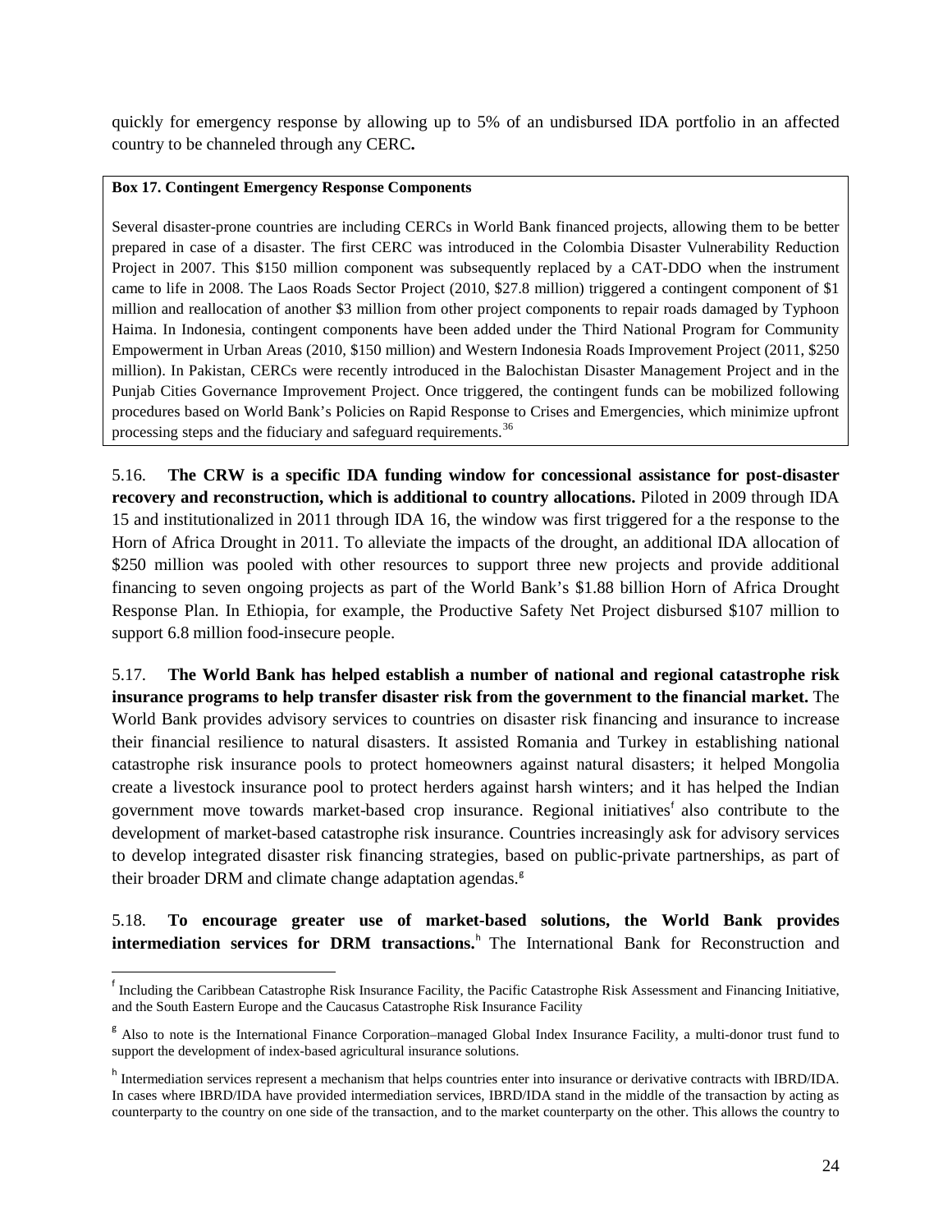quickly for emergency response by allowing up to 5% of an undisbursed IDA portfolio in an affected country to be channeled through any CERC**.**

> **Box 17. Contingent Emergency Response Components**
>
> Several disaster-prone countries are including CERCs in World Bank financed projects, allowing them to be better prepared in case of a disaster. The first CERC was introduced in the Colombia Disaster Vulnerability Reduction Project in 2007. This $150 million component was subsequently replaced by a CAT-DDO when the instrument came to life in 2008. The Laos Roads Sector Project (2010, $27.8 million) triggered a contingent component of $1 million and reallocation of another $3 million from other project components to repair roads damaged by Typhoon Haima. In Indonesia, contingent components have been added under the Third National Program for Community Empowerment in Urban Areas (2010, $150 million) and Western Indonesia Roads Improvement Project (2011, $250 million). In Pakistan, CERCs were recently introduced in the Balochistan Disaster Management Project and in the Punjab Cities Governance Improvement Project. Once triggered, the contingent funds can be mobilized following procedures based on World Bank's Policies on Rapid Response to Crises and Emergencies, which minimize upfront processing steps and the fiduciary and safeguard requirements.[36]

5.16. **The CRW is a specific IDA funding window for concessional assistance for post-disaster recovery and reconstruction, which is additional to country allocations.** Piloted in 2009 through IDA 15 and institutionalized in 2011 through IDA 16, the window was first triggered for a the response to the Horn of Africa Drought in 2011. To alleviate the impacts of the drought, an additional IDA allocation of $250 million was pooled with other resources to support three new projects and provide additional financing to seven ongoing projects as part of the World Bank's $1.88 billion Horn of Africa Drought Response Plan. In Ethiopia, for example, the Productive Safety Net Project disbursed $107 million to support 6.8 million food-insecure people.

5.17. **The World Bank has helped establish a number of national and regional catastrophe risk insurance programs to help transfer disaster risk from the government to the financial market.** The World Bank provides advisory services to countries on disaster risk financing and insurance to increase their financial resilience to natural disasters. It assisted Romania and Turkey in establishing national catastrophe risk insurance pools to protect homeowners against natural disasters; it helped Mongolia create a livestock insurance pool to protect herders against harsh winters; and it has helped the Indian government move towards market-based crop insurance. Regional initiatives[f] also contribute to the development of market-based catastrophe risk insurance. Countries increasingly ask for advisory services to develop integrated disaster risk financing strategies, based on public-private partnerships, as part of their broader DRM and climate change adaptation agendas.[g]

5.18. **To encourage greater use of market-based solutions, the World Bank provides intermediation services for DRM transactions.**[h] The International Bank for Reconstruction and

---

[f] Including the Caribbean Catastrophe Risk Insurance Facility, the Pacific Catastrophe Risk Assessment and Financing Initiative, and the South Eastern Europe and the Caucasus Catastrophe Risk Insurance Facility

[g] Also to note is the International Finance Corporation–managed Global Index Insurance Facility, a multi-donor trust fund to support the development of index-based agricultural insurance solutions.

[h] Intermediation services represent a mechanism that helps countries enter into insurance or derivative contracts with IBRD/IDA. In cases where IBRD/IDA have provided intermediation services, IBRD/IDA stand in the middle of the transaction by acting as counterparty to the country on one side of the transaction, and to the market counterparty on the other. This allows the country to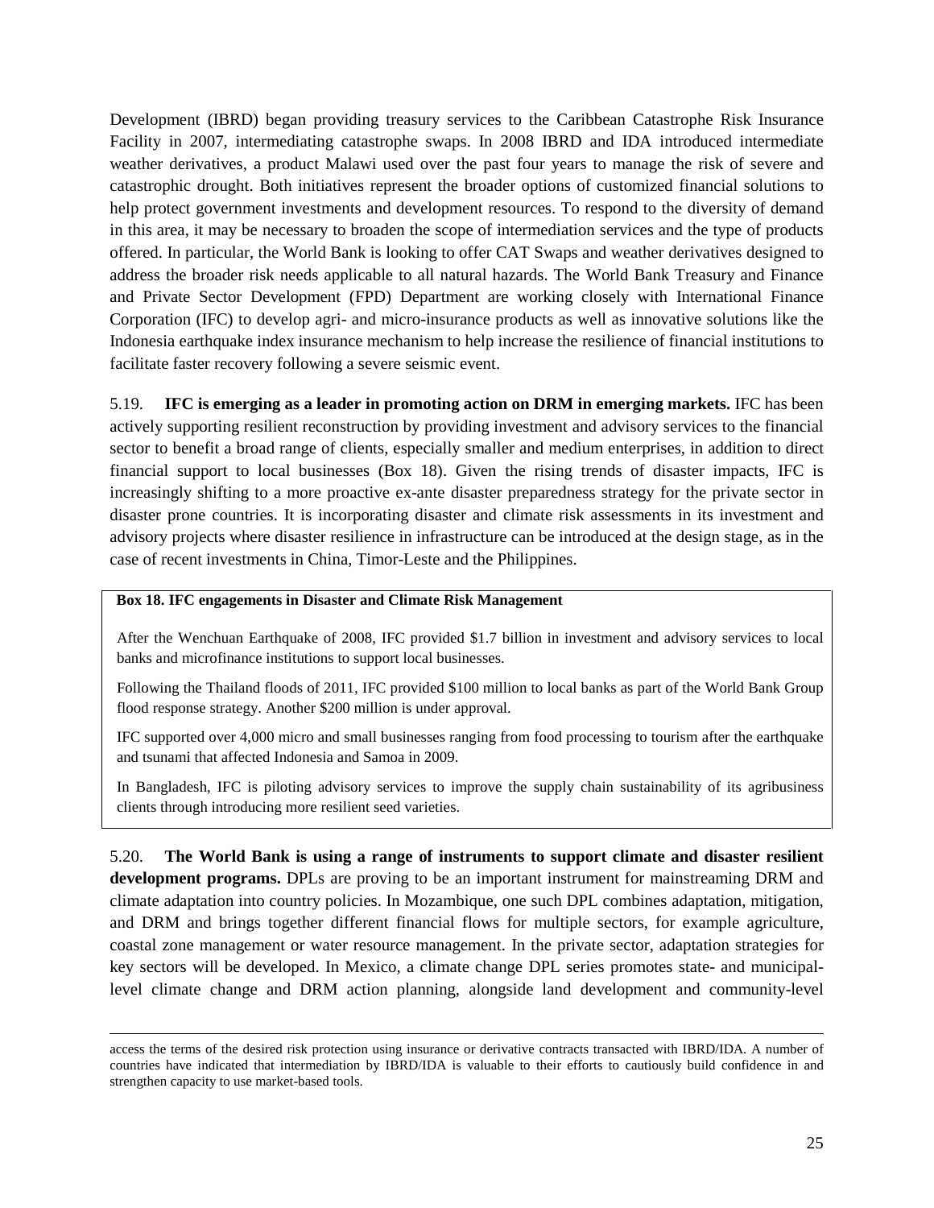Development (IBRD) began providing treasury services to the Caribbean Catastrophe Risk Insurance Facility in 2007, intermediating catastrophe swaps. In 2008 IBRD and IDA introduced intermediate weather derivatives, a product Malawi used over the past four years to manage the risk of severe and catastrophic drought. Both initiatives represent the broader options of customized financial solutions to help protect government investments and development resources. To respond to the diversity of demand in this area, it may be necessary to broaden the scope of intermediation services and the type of products offered. In particular, the World Bank is looking to offer CAT Swaps and weather derivatives designed to address the broader risk needs applicable to all natural hazards. The World Bank Treasury and Finance and Private Sector Development (FPD) Department are working closely with International Finance Corporation (IFC) to develop agri- and micro-insurance products as well as innovative solutions like the Indonesia earthquake index insurance mechanism to help increase the resilience of financial institutions to facilitate faster recovery following a severe seismic event.

5.19. **IFC is emerging as a leader in promoting action on DRM in emerging markets.** IFC has been actively supporting resilient reconstruction by providing investment and advisory services to the financial sector to benefit a broad range of clients, especially smaller and medium enterprises, in addition to direct financial support to local businesses (Box 18). Given the rising trends of disaster impacts, IFC is increasingly shifting to a more proactive ex-ante disaster preparedness strategy for the private sector in disaster prone countries. It is incorporating disaster and climate risk assessments in its investment and advisory projects where disaster resilience in infrastructure can be introduced at the design stage, as in the case of recent investments in China, Timor-Leste and the Philippines.

**Box 18. IFC engagements in Disaster and Climate Risk Management**

After the Wenchuan Earthquake of 2008, IFC provided $1.7 billion in investment and advisory services to local banks and microfinance institutions to support local businesses.

Following the Thailand floods of 2011, IFC provided $100 million to local banks as part of the World Bank Group flood response strategy. Another $200 million is under approval.

IFC supported over 4,000 micro and small businesses ranging from food processing to tourism after the earthquake and tsunami that affected Indonesia and Samoa in 2009.

In Bangladesh, IFC is piloting advisory services to improve the supply chain sustainability of its agribusiness clients through introducing more resilient seed varieties.

5.20. **The World Bank is using a range of instruments to support climate and disaster resilient development programs.** DPLs are proving to be an important instrument for mainstreaming DRM and climate adaptation into country policies. In Mozambique, one such DPL combines adaptation, mitigation, and DRM and brings together different financial flows for multiple sectors, for example agriculture, coastal zone management or water resource management. In the private sector, adaptation strategies for key sectors will be developed. In Mexico, a climate change DPL series promotes state- and municipal-level climate change and DRM action planning, alongside land development and community-level

---

access the terms of the desired risk protection using insurance or derivative contracts transacted with IBRD/IDA. A number of countries have indicated that intermediation by IBRD/IDA is valuable to their efforts to cautiously build confidence in and strengthen capacity to use market-based tools.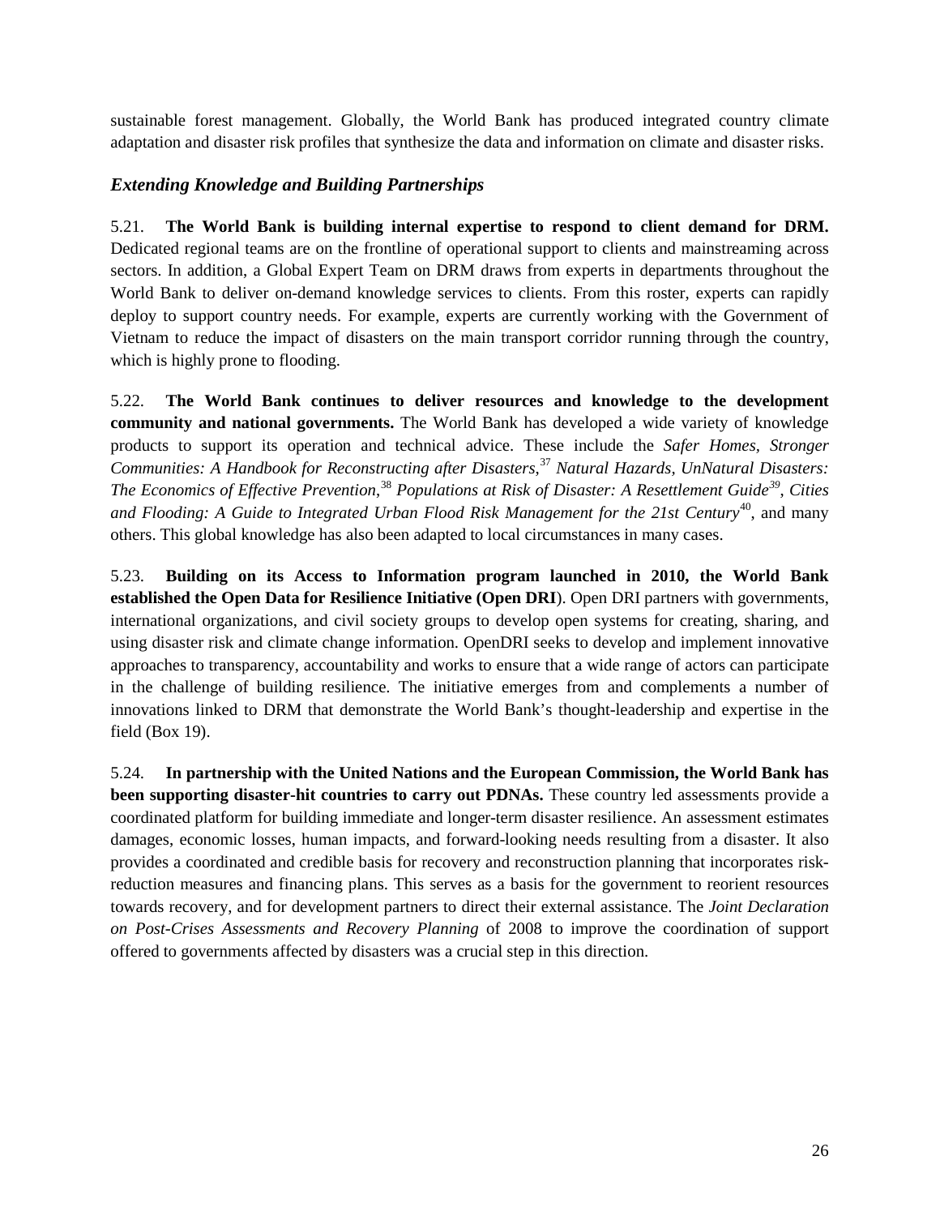sustainable forest management. Globally, the World Bank has produced integrated country climate adaptation and disaster risk profiles that synthesize the data and information on climate and disaster risks.

### *Extending Knowledge and Building Partnerships*

5.21. **The World Bank is building internal expertise to respond to client demand for DRM.** Dedicated regional teams are on the frontline of operational support to clients and mainstreaming across sectors. In addition, a Global Expert Team on DRM draws from experts in departments throughout the World Bank to deliver on-demand knowledge services to clients. From this roster, experts can rapidly deploy to support country needs. For example, experts are currently working with the Government of Vietnam to reduce the impact of disasters on the main transport corridor running through the country, which is highly prone to flooding.

5.22. **The World Bank continues to deliver resources and knowledge to the development community and national governments.** The World Bank has developed a wide variety of knowledge products to support its operation and technical advice. These include the *Safer Homes, Stronger Communities: A Handbook for Reconstructing after Disasters*,[37] *Natural Hazards, UnNatural Disasters: The Economics of Effective Prevention*,[38] *Populations at Risk of Disaster: A Resettlement Guide*[39], *Cities and Flooding: A Guide to Integrated Urban Flood Risk Management for the 21st Century*[40], and many others. This global knowledge has also been adapted to local circumstances in many cases.

5.23. **Building on its Access to Information program launched in 2010, the World Bank established the Open Data for Resilience Initiative (Open DRI)**. Open DRI partners with governments, international organizations, and civil society groups to develop open systems for creating, sharing, and using disaster risk and climate change information. OpenDRI seeks to develop and implement innovative approaches to transparency, accountability and works to ensure that a wide range of actors can participate in the challenge of building resilience. The initiative emerges from and complements a number of innovations linked to DRM that demonstrate the World Bank's thought-leadership and expertise in the field (Box 19).

5.24. **In partnership with the United Nations and the European Commission, the World Bank has been supporting disaster-hit countries to carry out PDNAs.** These country led assessments provide a coordinated platform for building immediate and longer-term disaster resilience. An assessment estimates damages, economic losses, human impacts, and forward-looking needs resulting from a disaster. It also provides a coordinated and credible basis for recovery and reconstruction planning that incorporates risk-reduction measures and financing plans. This serves as a basis for the government to reorient resources towards recovery, and for development partners to direct their external assistance. The *Joint Declaration on Post-Crises Assessments and Recovery Planning* of 2008 to improve the coordination of support offered to governments affected by disasters was a crucial step in this direction.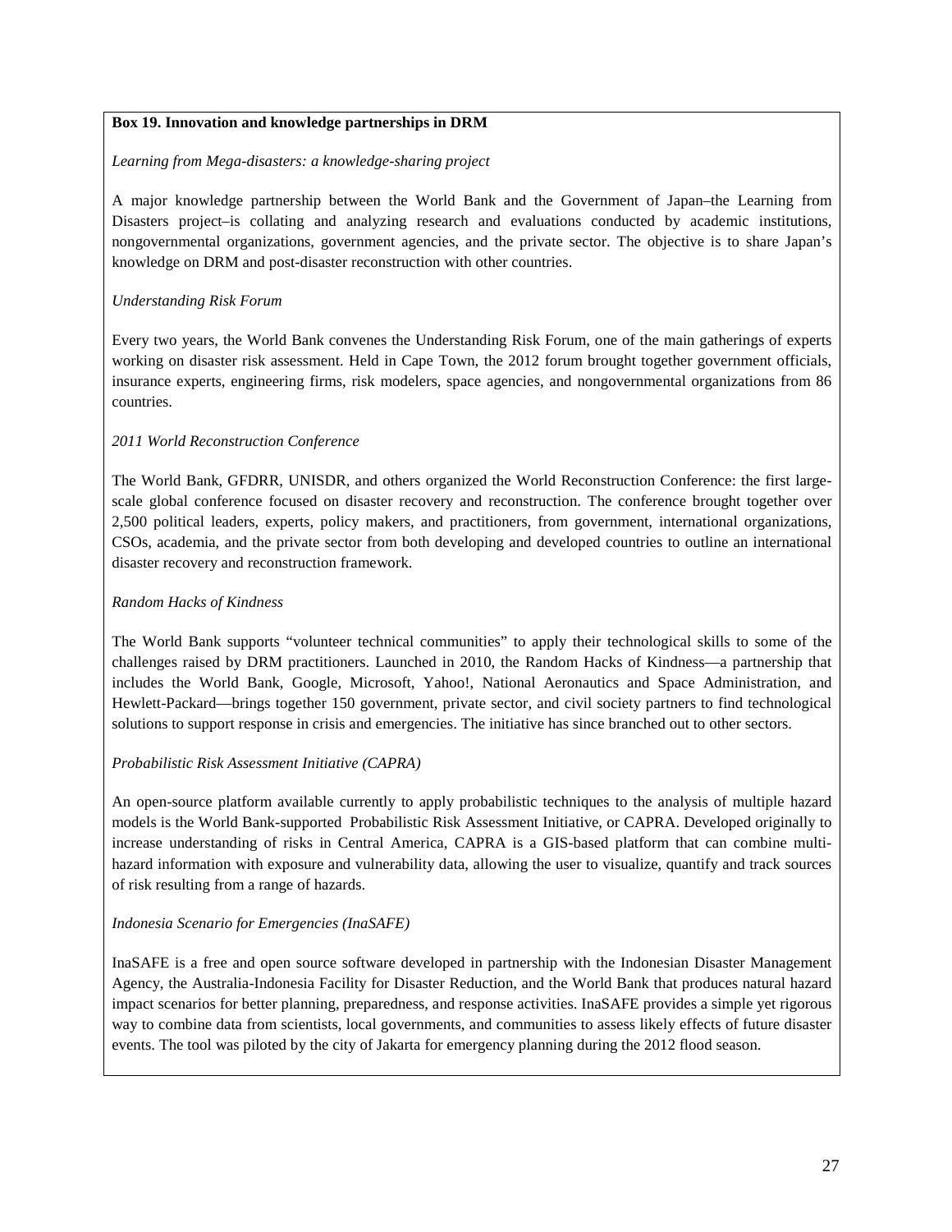**Box 19. Innovation and knowledge partnerships in DRM**

*Learning from Mega-disasters: a knowledge-sharing project*

A major knowledge partnership between the World Bank and the Government of Japan–the Learning from Disasters project–is collating and analyzing research and evaluations conducted by academic institutions, nongovernmental organizations, government agencies, and the private sector. The objective is to share Japan's knowledge on DRM and post-disaster reconstruction with other countries.

*Understanding Risk Forum*

Every two years, the World Bank convenes the Understanding Risk Forum, one of the main gatherings of experts working on disaster risk assessment. Held in Cape Town, the 2012 forum brought together government officials, insurance experts, engineering firms, risk modelers, space agencies, and nongovernmental organizations from 86 countries.

*2011 World Reconstruction Conference*

The World Bank, GFDRR, UNISDR, and others organized the World Reconstruction Conference: the first large-scale global conference focused on disaster recovery and reconstruction. The conference brought together over 2,500 political leaders, experts, policy makers, and practitioners, from government, international organizations, CSOs, academia, and the private sector from both developing and developed countries to outline an international disaster recovery and reconstruction framework.

*Random Hacks of Kindness*

The World Bank supports "volunteer technical communities" to apply their technological skills to some of the challenges raised by DRM practitioners. Launched in 2010, the Random Hacks of Kindness—a partnership that includes the World Bank, Google, Microsoft, Yahoo!, National Aeronautics and Space Administration, and Hewlett-Packard—brings together 150 government, private sector, and civil society partners to find technological solutions to support response in crisis and emergencies. The initiative has since branched out to other sectors.

*Probabilistic Risk Assessment Initiative (CAPRA)*

An open-source platform available currently to apply probabilistic techniques to the analysis of multiple hazard models is the World Bank-supported Probabilistic Risk Assessment Initiative, or CAPRA. Developed originally to increase understanding of risks in Central America, CAPRA is a GIS-based platform that can combine multi-hazard information with exposure and vulnerability data, allowing the user to visualize, quantify and track sources of risk resulting from a range of hazards.

*Indonesia Scenario for Emergencies (InaSAFE)*

InaSAFE is a free and open source software developed in partnership with the Indonesian Disaster Management Agency, the Australia-Indonesia Facility for Disaster Reduction, and the World Bank that produces natural hazard impact scenarios for better planning, preparedness, and response activities. InaSAFE provides a simple yet rigorous way to combine data from scientists, local governments, and communities to assess likely effects of future disaster events. The tool was piloted by the city of Jakarta for emergency planning during the 2012 flood season.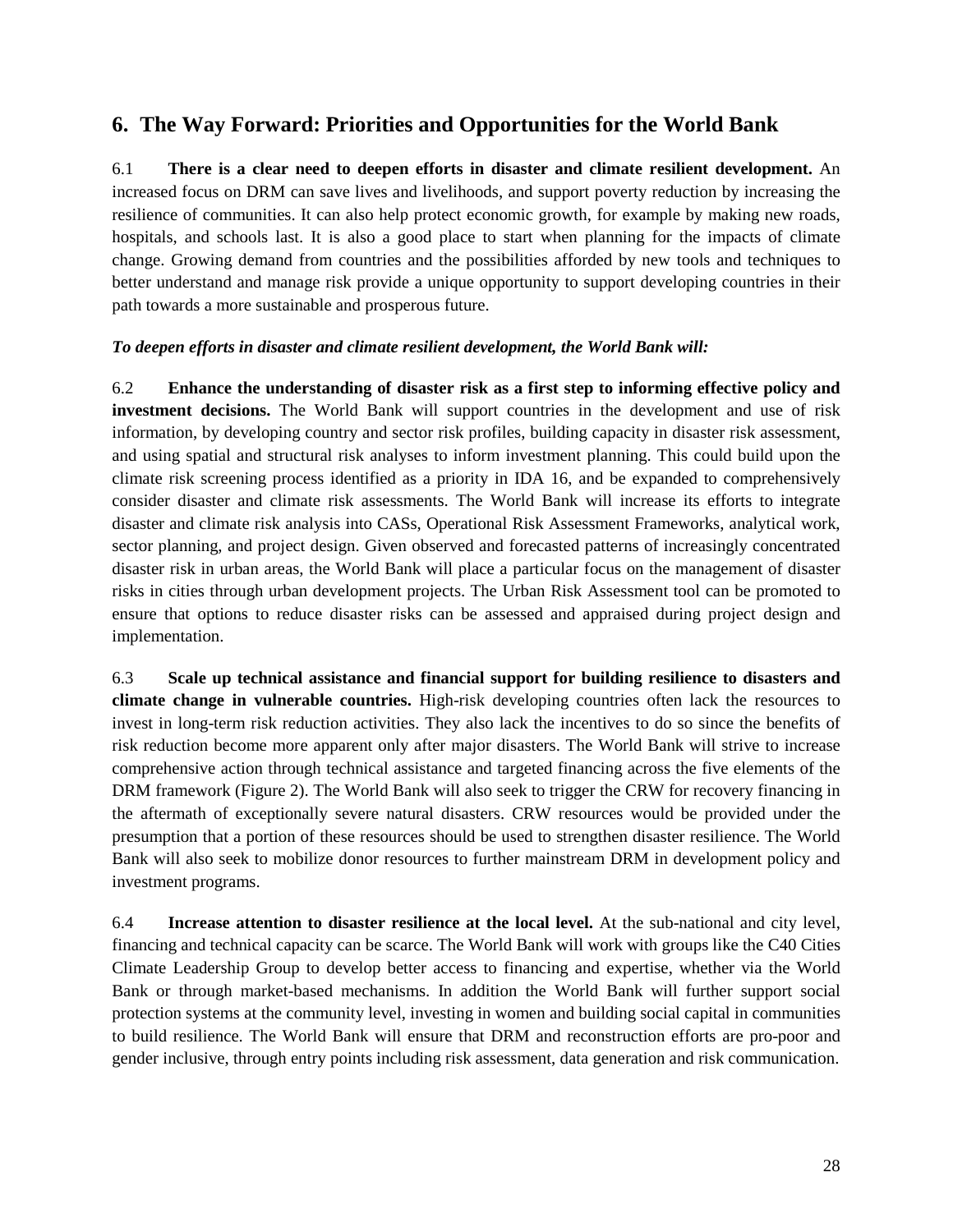## 6. The Way Forward: Priorities and Opportunities for the World Bank

6.1 **There is a clear need to deepen efforts in disaster and climate resilient development.** An increased focus on DRM can save lives and livelihoods, and support poverty reduction by increasing the resilience of communities. It can also help protect economic growth, for example by making new roads, hospitals, and schools last. It is also a good place to start when planning for the impacts of climate change. Growing demand from countries and the possibilities afforded by new tools and techniques to better understand and manage risk provide a unique opportunity to support developing countries in their path towards a more sustainable and prosperous future.

***To deepen efforts in disaster and climate resilient development, the World Bank will:***

6.2 **Enhance the understanding of disaster risk as a first step to informing effective policy and investment decisions.** The World Bank will support countries in the development and use of risk information, by developing country and sector risk profiles, building capacity in disaster risk assessment, and using spatial and structural risk analyses to inform investment planning. This could build upon the climate risk screening process identified as a priority in IDA 16, and be expanded to comprehensively consider disaster and climate risk assessments. The World Bank will increase its efforts to integrate disaster and climate risk analysis into CASs, Operational Risk Assessment Frameworks, analytical work, sector planning, and project design. Given observed and forecasted patterns of increasingly concentrated disaster risk in urban areas, the World Bank will place a particular focus on the management of disaster risks in cities through urban development projects. The Urban Risk Assessment tool can be promoted to ensure that options to reduce disaster risks can be assessed and appraised during project design and implementation.

6.3 **Scale up technical assistance and financial support for building resilience to disasters and climate change in vulnerable countries.** High-risk developing countries often lack the resources to invest in long-term risk reduction activities. They also lack the incentives to do so since the benefits of risk reduction become more apparent only after major disasters. The World Bank will strive to increase comprehensive action through technical assistance and targeted financing across the five elements of the DRM framework (Figure 2). The World Bank will also seek to trigger the CRW for recovery financing in the aftermath of exceptionally severe natural disasters. CRW resources would be provided under the presumption that a portion of these resources should be used to strengthen disaster resilience. The World Bank will also seek to mobilize donor resources to further mainstream DRM in development policy and investment programs.

6.4 **Increase attention to disaster resilience at the local level.** At the sub-national and city level, financing and technical capacity can be scarce. The World Bank will work with groups like the C40 Cities Climate Leadership Group to develop better access to financing and expertise, whether via the World Bank or through market-based mechanisms. In addition the World Bank will further support social protection systems at the community level, investing in women and building social capital in communities to build resilience. The World Bank will ensure that DRM and reconstruction efforts are pro-poor and gender inclusive, through entry points including risk assessment, data generation and risk communication.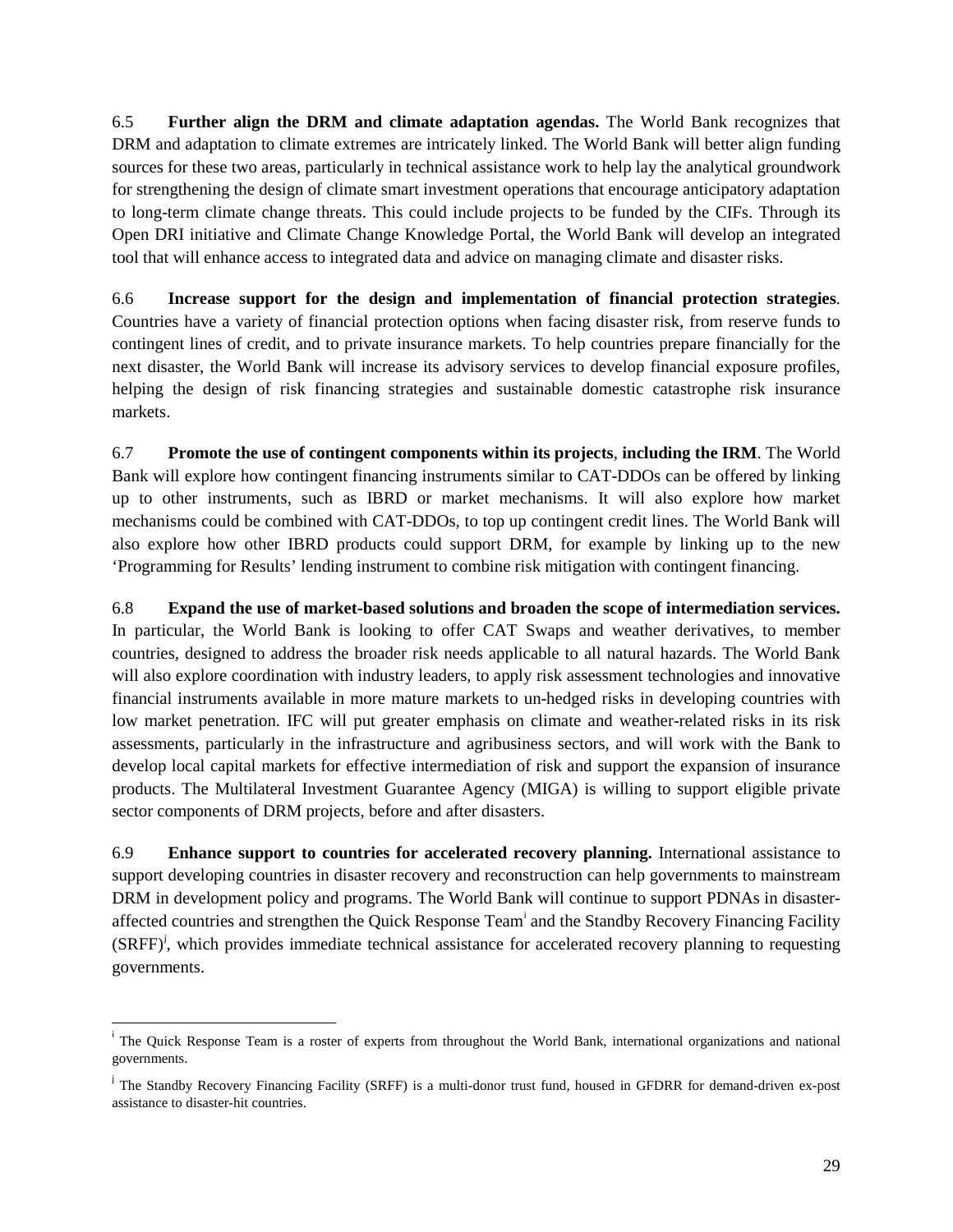6.5 **Further align the DRM and climate adaptation agendas.** The World Bank recognizes that DRM and adaptation to climate extremes are intricately linked. The World Bank will better align funding sources for these two areas, particularly in technical assistance work to help lay the analytical groundwork for strengthening the design of climate smart investment operations that encourage anticipatory adaptation to long-term climate change threats. This could include projects to be funded by the CIFs. Through its Open DRI initiative and Climate Change Knowledge Portal, the World Bank will develop an integrated tool that will enhance access to integrated data and advice on managing climate and disaster risks.

6.6 **Increase support for the design and implementation of financial protection strategies**. Countries have a variety of financial protection options when facing disaster risk, from reserve funds to contingent lines of credit, and to private insurance markets. To help countries prepare financially for the next disaster, the World Bank will increase its advisory services to develop financial exposure profiles, helping the design of risk financing strategies and sustainable domestic catastrophe risk insurance markets.

6.7 **Promote the use of contingent components within its projects**, **including the IRM**. The World Bank will explore how contingent financing instruments similar to CAT-DDOs can be offered by linking up to other instruments, such as IBRD or market mechanisms. It will also explore how market mechanisms could be combined with CAT-DDOs, to top up contingent credit lines. The World Bank will also explore how other IBRD products could support DRM, for example by linking up to the new 'Programming for Results' lending instrument to combine risk mitigation with contingent financing.

6.8 **Expand the use of market-based solutions and broaden the scope of intermediation services.** In particular, the World Bank is looking to offer CAT Swaps and weather derivatives, to member countries, designed to address the broader risk needs applicable to all natural hazards. The World Bank will also explore coordination with industry leaders, to apply risk assessment technologies and innovative financial instruments available in more mature markets to un-hedged risks in developing countries with low market penetration. IFC will put greater emphasis on climate and weather-related risks in its risk assessments, particularly in the infrastructure and agribusiness sectors, and will work with the Bank to develop local capital markets for effective intermediation of risk and support the expansion of insurance products. The Multilateral Investment Guarantee Agency (MIGA) is willing to support eligible private sector components of DRM projects, before and after disasters.

6.9 **Enhance support to countries for accelerated recovery planning.** International assistance to support developing countries in disaster recovery and reconstruction can help governments to mainstream DRM in development policy and programs. The World Bank will continue to support PDNAs in disaster-affected countries and strengthen the Quick Response Team[i] and the Standby Recovery Financing Facility (SRFF)[j], which provides immediate technical assistance for accelerated recovery planning to requesting governments.

---

[i] The Quick Response Team is a roster of experts from throughout the World Bank, international organizations and national governments.

[j] The Standby Recovery Financing Facility (SRFF) is a multi-donor trust fund, housed in GFDRR for demand-driven ex-post assistance to disaster-hit countries.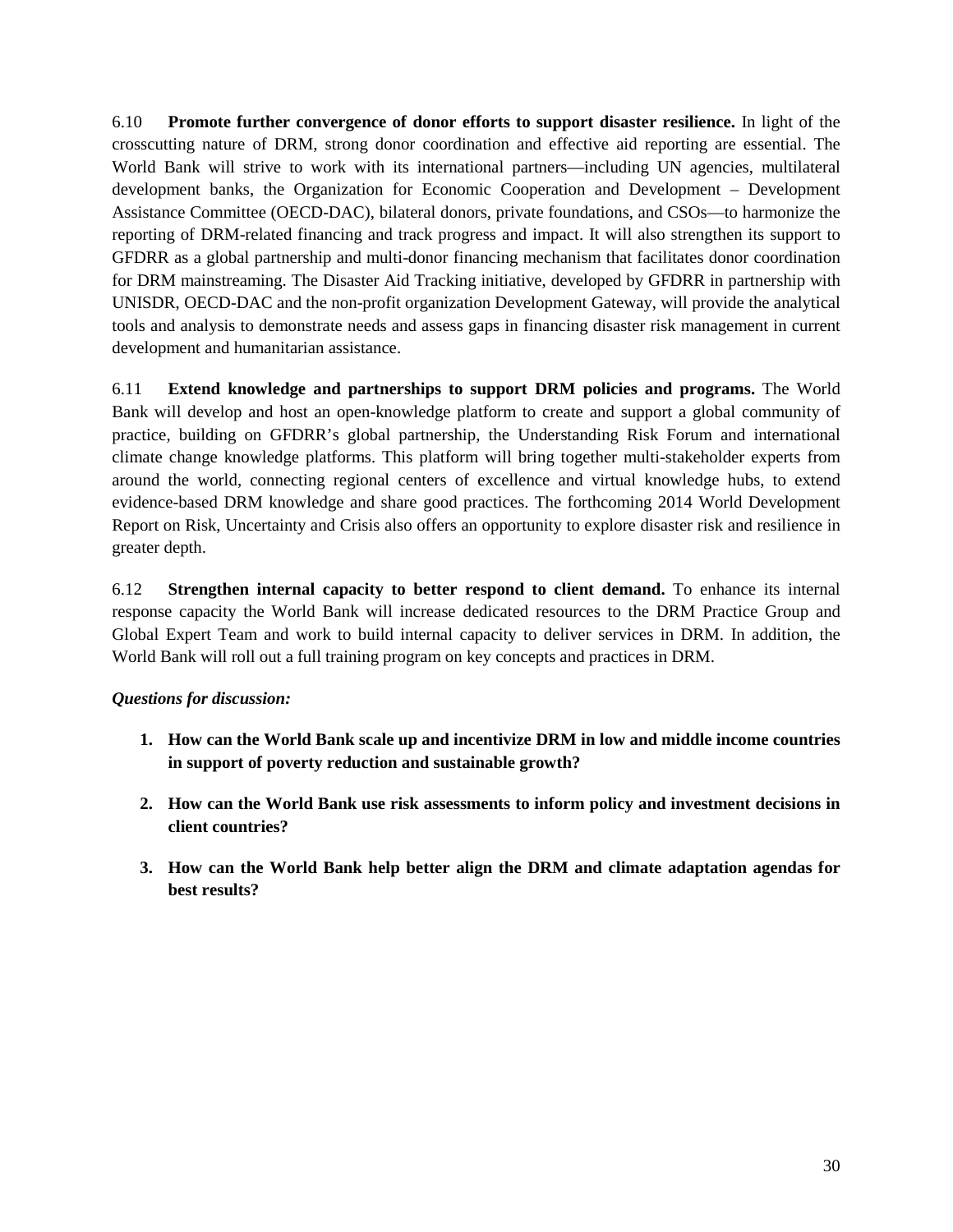6.10 **Promote further convergence of donor efforts to support disaster resilience.** In light of the crosscutting nature of DRM, strong donor coordination and effective aid reporting are essential. The World Bank will strive to work with its international partners—including UN agencies, multilateral development banks, the Organization for Economic Cooperation and Development – Development Assistance Committee (OECD-DAC), bilateral donors, private foundations, and CSOs—to harmonize the reporting of DRM-related financing and track progress and impact. It will also strengthen its support to GFDRR as a global partnership and multi-donor financing mechanism that facilitates donor coordination for DRM mainstreaming. The Disaster Aid Tracking initiative, developed by GFDRR in partnership with UNISDR, OECD-DAC and the non-profit organization Development Gateway, will provide the analytical tools and analysis to demonstrate needs and assess gaps in financing disaster risk management in current development and humanitarian assistance.

6.11 **Extend knowledge and partnerships to support DRM policies and programs.** The World Bank will develop and host an open-knowledge platform to create and support a global community of practice, building on GFDRR's global partnership, the Understanding Risk Forum and international climate change knowledge platforms. This platform will bring together multi-stakeholder experts from around the world, connecting regional centers of excellence and virtual knowledge hubs, to extend evidence-based DRM knowledge and share good practices. The forthcoming 2014 World Development Report on Risk, Uncertainty and Crisis also offers an opportunity to explore disaster risk and resilience in greater depth.

6.12 **Strengthen internal capacity to better respond to client demand.** To enhance its internal response capacity the World Bank will increase dedicated resources to the DRM Practice Group and Global Expert Team and work to build internal capacity to deliver services in DRM. In addition, the World Bank will roll out a full training program on key concepts and practices in DRM.

***Questions for discussion:***

1. **How can the World Bank scale up and incentivize DRM in low and middle income countries in support of poverty reduction and sustainable growth?**

2. **How can the World Bank use risk assessments to inform policy and investment decisions in client countries?**

3. **How can the World Bank help better align the DRM and climate adaptation agendas for best results?**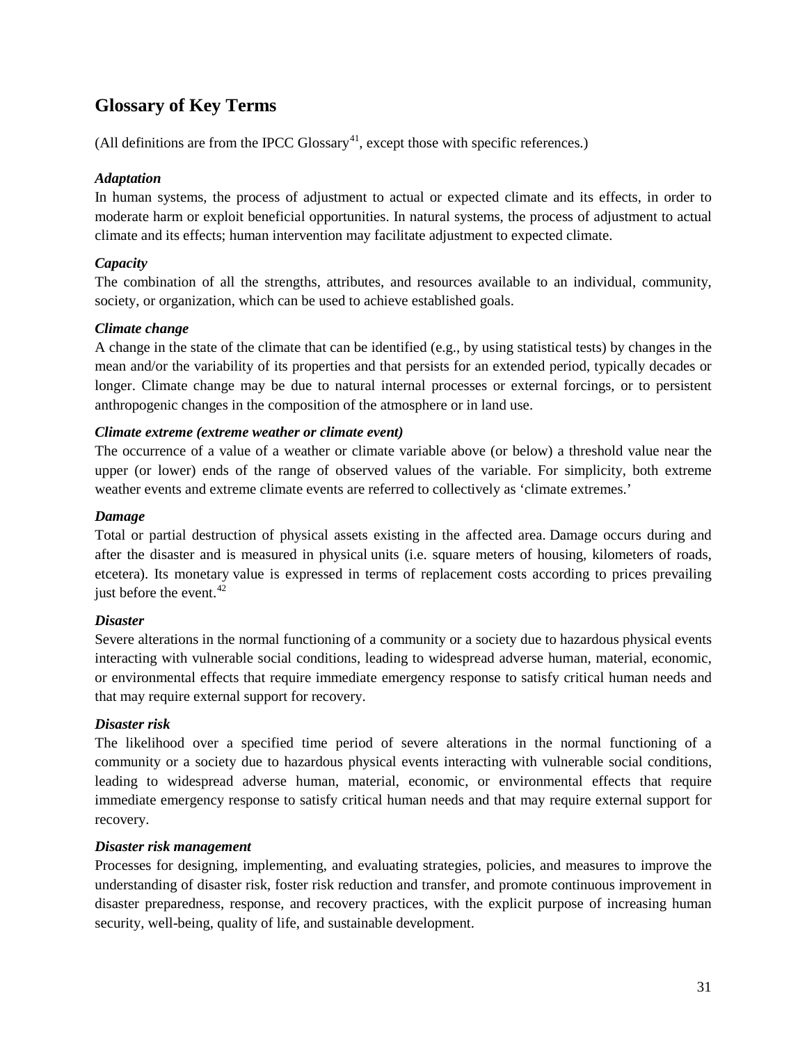## Glossary of Key Terms

(All definitions are from the IPCC Glossary[41], except those with specific references.)

***Adaptation***

In human systems, the process of adjustment to actual or expected climate and its effects, in order to moderate harm or exploit beneficial opportunities. In natural systems, the process of adjustment to actual climate and its effects; human intervention may facilitate adjustment to expected climate.

***Capacity***

The combination of all the strengths, attributes, and resources available to an individual, community, society, or organization, which can be used to achieve established goals.

***Climate change***

A change in the state of the climate that can be identified (e.g., by using statistical tests) by changes in the mean and/or the variability of its properties and that persists for an extended period, typically decades or longer. Climate change may be due to natural internal processes or external forcings, or to persistent anthropogenic changes in the composition of the atmosphere or in land use.

***Climate extreme (extreme weather or climate event)***

The occurrence of a value of a weather or climate variable above (or below) a threshold value near the upper (or lower) ends of the range of observed values of the variable. For simplicity, both extreme weather events and extreme climate events are referred to collectively as 'climate extremes.'

***Damage***

Total or partial destruction of physical assets existing in the affected area. Damage occurs during and after the disaster and is measured in physical units (i.e. square meters of housing, kilometers of roads, etcetera). Its monetary value is expressed in terms of replacement costs according to prices prevailing just before the event.[42]

***Disaster***

Severe alterations in the normal functioning of a community or a society due to hazardous physical events interacting with vulnerable social conditions, leading to widespread adverse human, material, economic, or environmental effects that require immediate emergency response to satisfy critical human needs and that may require external support for recovery.

***Disaster risk***

The likelihood over a specified time period of severe alterations in the normal functioning of a community or a society due to hazardous physical events interacting with vulnerable social conditions, leading to widespread adverse human, material, economic, or environmental effects that require immediate emergency response to satisfy critical human needs and that may require external support for recovery.

***Disaster risk management***

Processes for designing, implementing, and evaluating strategies, policies, and measures to improve the understanding of disaster risk, foster risk reduction and transfer, and promote continuous improvement in disaster preparedness, response, and recovery practices, with the explicit purpose of increasing human security, well-being, quality of life, and sustainable development.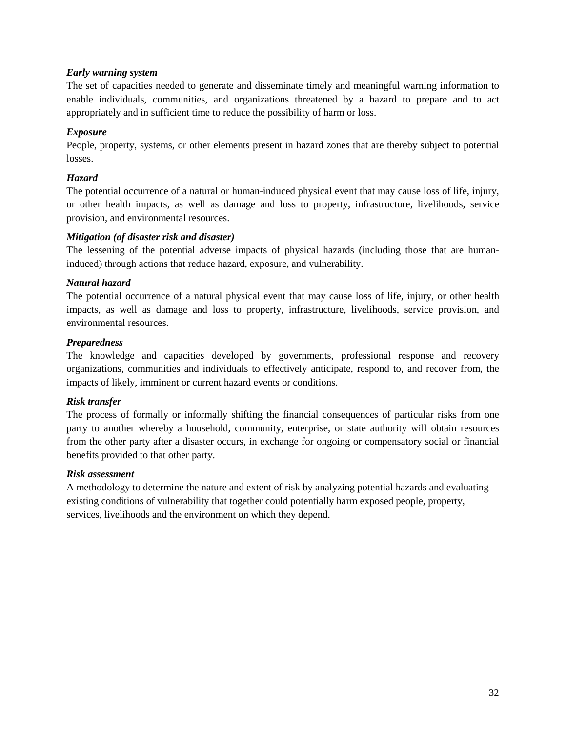***Early warning system***

The set of capacities needed to generate and disseminate timely and meaningful warning information to enable individuals, communities, and organizations threatened by a hazard to prepare and to act appropriately and in sufficient time to reduce the possibility of harm or loss.

***Exposure***

People, property, systems, or other elements present in hazard zones that are thereby subject to potential losses.

***Hazard***

The potential occurrence of a natural or human-induced physical event that may cause loss of life, injury, or other health impacts, as well as damage and loss to property, infrastructure, livelihoods, service provision, and environmental resources.

***Mitigation (of disaster risk and disaster)***

The lessening of the potential adverse impacts of physical hazards (including those that are human-induced) through actions that reduce hazard, exposure, and vulnerability.

***Natural hazard***

The potential occurrence of a natural physical event that may cause loss of life, injury, or other health impacts, as well as damage and loss to property, infrastructure, livelihoods, service provision, and environmental resources.

***Preparedness***

The knowledge and capacities developed by governments, professional response and recovery organizations, communities and individuals to effectively anticipate, respond to, and recover from, the impacts of likely, imminent or current hazard events or conditions.

***Risk transfer***

The process of formally or informally shifting the financial consequences of particular risks from one party to another whereby a household, community, enterprise, or state authority will obtain resources from the other party after a disaster occurs, in exchange for ongoing or compensatory social or financial benefits provided to that other party.

***Risk assessment***

A methodology to determine the nature and extent of risk by analyzing potential hazards and evaluating existing conditions of vulnerability that together could potentially harm exposed people, property, services, livelihoods and the environment on which they depend.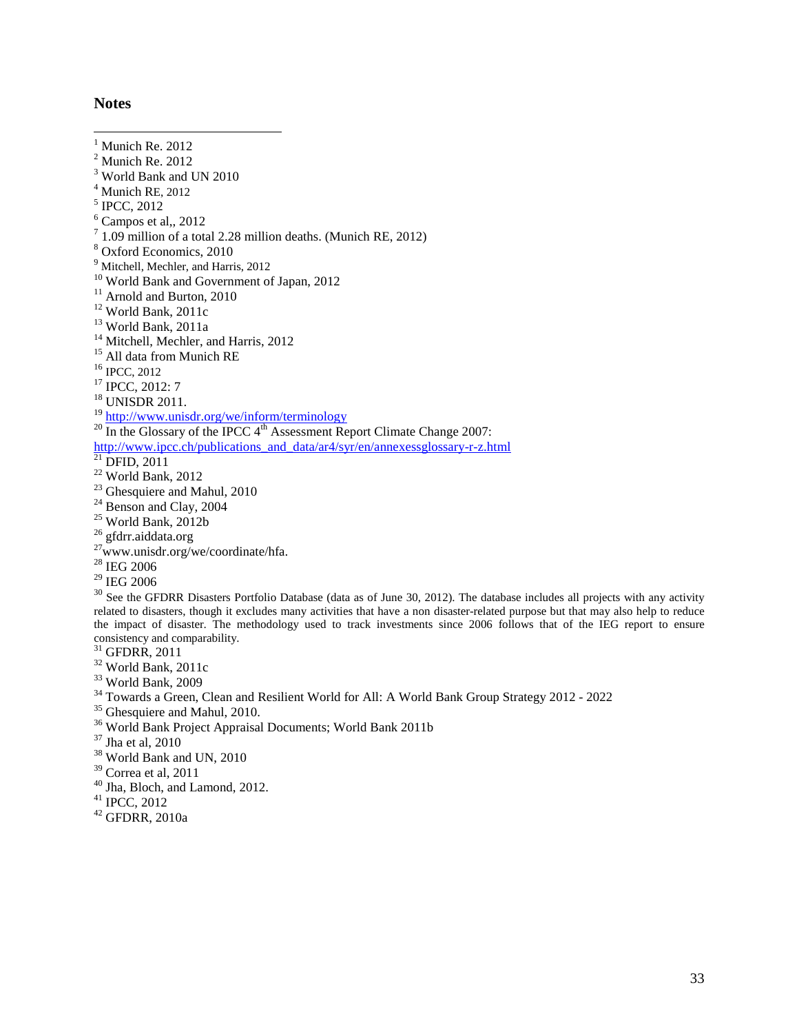## Notes

[1] Munich Re. 2012

[2] Munich Re. 2012

[3] World Bank and UN 2010

[4] Munich RE, 2012

[5] IPCC, 2012

[6] Campos et al,, 2012

[7] 1.09 million of a total 2.28 million deaths. (Munich RE, 2012)

[8] Oxford Economics, 2010

[9] Mitchell, Mechler, and Harris, 2012

[10] World Bank and Government of Japan, 2012

[11] Arnold and Burton, 2010

[12] World Bank, 2011c

[13] World Bank, 2011a

[14] Mitchell, Mechler, and Harris, 2012

[15] All data from Munich RE

[16] IPCC, 2012

[17] IPCC, 2012: 7

[18] UNISDR 2011.

[19] http://www.unisdr.org/we/inform/terminology

[20] In the Glossary of the IPCC 4th Assessment Report Climate Change 2007: http://www.ipcc.ch/publications_and_data/ar4/syr/en/annexessglossary-r-z.html

[21] DFID, 2011

[22] World Bank, 2012

[23] Ghesquiere and Mahul, 2010

[24] Benson and Clay, 2004

[25] World Bank, 2012b

[26] gfdrr.aiddata.org

[27] www.unisdr.org/we/coordinate/hfa.

[28] IEG 2006

[29] IEG 2006

[30] See the GFDRR Disasters Portfolio Database (data as of June 30, 2012). The database includes all projects with any activity related to disasters, though it excludes many activities that have a non disaster-related purpose but that may also help to reduce the impact of disaster. The methodology used to track investments since 2006 follows that of the IEG report to ensure consistency and comparability.

[31] GFDRR, 2011

[32] World Bank, 2011c

[33] World Bank, 2009

[34] Towards a Green, Clean and Resilient World for All: A World Bank Group Strategy 2012 - 2022

[35] Ghesquiere and Mahul, 2010.

[36] World Bank Project Appraisal Documents; World Bank 2011b

[37] Jha et al, 2010

[38] World Bank and UN, 2010

[39] Correa et al, 2011

[40] Jha, Bloch, and Lamond, 2012.

[41] IPCC, 2012

[42] GFDRR, 2010a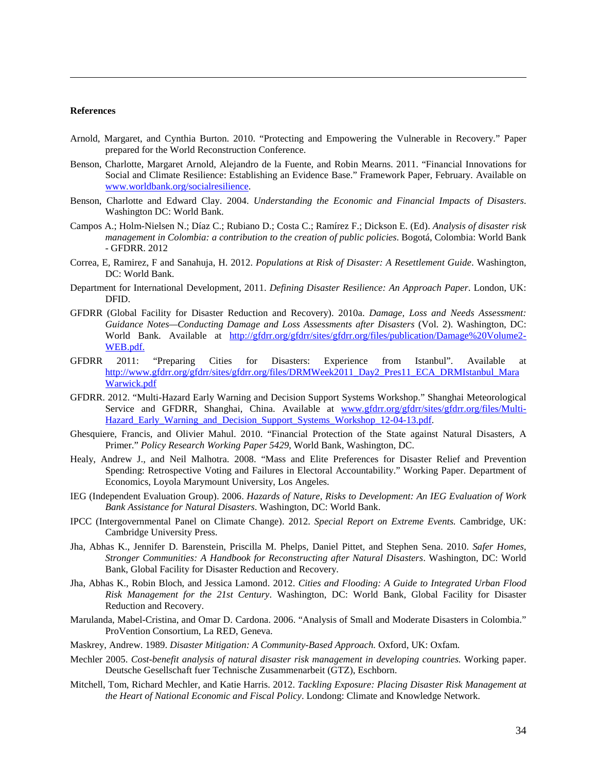**References**

Arnold, Margaret, and Cynthia Burton. 2010. "Protecting and Empowering the Vulnerable in Recovery." Paper prepared for the World Reconstruction Conference.

Benson, Charlotte, Margaret Arnold, Alejandro de la Fuente, and Robin Mearns. 2011. "Financial Innovations for Social and Climate Resilience: Establishing an Evidence Base." Framework Paper, February. Available on www.worldbank.org/socialresilience.

Benson, Charlotte and Edward Clay. 2004. *Understanding the Economic and Financial Impacts of Disasters*. Washington DC: World Bank.

Campos A.; Holm-Nielsen N.; Díaz C.; Rubiano D.; Costa C.; Ramírez F.; Dickson E. (Ed). *Analysis of disaster risk management in Colombia: a contribution to the creation of public policies*. Bogotá, Colombia: World Bank - GFDRR. 2012

Correa, E, Ramirez, F and Sanahuja, H. 2012. *Populations at Risk of Disaster: A Resettlement Guide*. Washington, DC: World Bank.

Department for International Development, 2011. *Defining Disaster Resilience: An Approach Paper*. London, UK: DFID.

GFDRR (Global Facility for Disaster Reduction and Recovery). 2010a. *Damage, Loss and Needs Assessment: Guidance Notes—Conducting Damage and Loss Assessments after Disasters* (Vol. 2). Washington, DC: World Bank. Available at http://gfdrr.org/gfdrr/sites/gfdrr.org/files/publication/Damage%20Volume2-WEB.pdf.

GFDRR 2011: "Preparing Cities for Disasters: Experience from Istanbul". Available at http://www.gfdrr.org/gfdrr/sites/gfdrr.org/files/DRMWeek2011_Day2_Pres11_ECA_DRMIstanbul_MaraWarwick.pdf

GFDRR. 2012. "Multi-Hazard Early Warning and Decision Support Systems Workshop." Shanghai Meteorological Service and GFDRR, Shanghai, China. Available at www.gfdrr.org/gfdrr/sites/gfdrr.org/files/Multi-Hazard_Early_Warning_and_Decision_Support_Systems_Workshop_12-04-13.pdf.

Ghesquiere, Francis, and Olivier Mahul. 2010. "Financial Protection of the State against Natural Disasters, A Primer." *Policy Research Working Paper 5429*, World Bank, Washington, DC.

Healy, Andrew J., and Neil Malhotra. 2008. "Mass and Elite Preferences for Disaster Relief and Prevention Spending: Retrospective Voting and Failures in Electoral Accountability." Working Paper. Department of Economics, Loyola Marymount University, Los Angeles.

IEG (Independent Evaluation Group). 2006. *Hazards of Nature, Risks to Development: An IEG Evaluation of Work Bank Assistance for Natural Disasters*. Washington, DC: World Bank.

IPCC (Intergovernmental Panel on Climate Change). 2012. *Special Report on Extreme Events.* Cambridge, UK: Cambridge University Press.

Jha, Abhas K., Jennifer D. Barenstein, Priscilla M. Phelps, Daniel Pittet, and Stephen Sena. 2010. *Safer Homes, Stronger Communities: A Handbook for Reconstructing after Natural Disasters*. Washington, DC: World Bank, Global Facility for Disaster Reduction and Recovery.

Jha, Abhas K., Robin Bloch, and Jessica Lamond. 2012. *Cities and Flooding: A Guide to Integrated Urban Flood Risk Management for the 21st Century*. Washington, DC: World Bank, Global Facility for Disaster Reduction and Recovery.

Marulanda, Mabel-Cristina, and Omar D. Cardona. 2006. "Analysis of Small and Moderate Disasters in Colombia." ProVention Consortium, La RED, Geneva.

Maskrey, Andrew. 1989. *Disaster Mitigation: A Community-Based Approach.* Oxford, UK: Oxfam.

Mechler 2005. *Cost-benefit analysis of natural disaster risk management in developing countries.* Working paper. Deutsche Gesellschaft fuer Technische Zusammenarbeit (GTZ), Eschborn.

Mitchell, Tom, Richard Mechler, and Katie Harris. 2012. *Tackling Exposure: Placing Disaster Risk Management at the Heart of National Economic and Fiscal Policy*. Londong: Climate and Knowledge Network.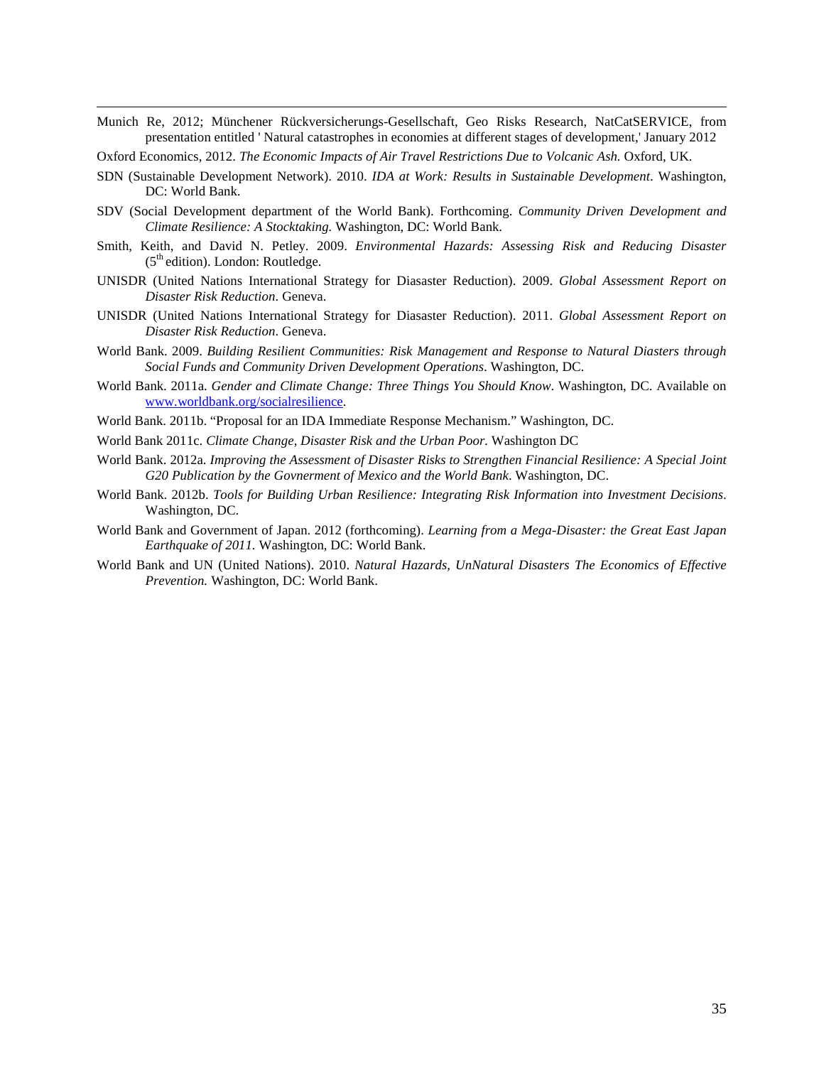Munich Re, 2012; Münchener Rückversicherungs-Gesellschaft, Geo Risks Research, NatCatSERVICE, from presentation entitled ' Natural catastrophes in economies at different stages of development,' January 2012

Oxford Economics, 2012. *The Economic Impacts of Air Travel Restrictions Due to Volcanic Ash.* Oxford, UK.

SDN (Sustainable Development Network). 2010. *IDA at Work: Results in Sustainable Development*. Washington, DC: World Bank.

SDV (Social Development department of the World Bank). Forthcoming. *Community Driven Development and Climate Resilience: A Stocktaking.* Washington, DC: World Bank.

Smith, Keith, and David N. Petley. 2009. *Environmental Hazards: Assessing Risk and Reducing Disaster* (5th edition). London: Routledge.

UNISDR (United Nations International Strategy for Diasaster Reduction). 2009. *Global Assessment Report on Disaster Risk Reduction*. Geneva.

UNISDR (United Nations International Strategy for Diasaster Reduction). 2011. *Global Assessment Report on Disaster Risk Reduction*. Geneva.

World Bank. 2009. *Building Resilient Communities: Risk Management and Response to Natural Diasters through Social Funds and Community Driven Development Operations*. Washington, DC.

World Bank. 2011a. *Gender and Climate Change: Three Things You Should Know*. Washington, DC. Available on www.worldbank.org/socialresilience.

World Bank. 2011b. "Proposal for an IDA Immediate Response Mechanism." Washington, DC.

World Bank 2011c. *Climate Change, Disaster Risk and the Urban Poor*. Washington DC

World Bank. 2012a. *Improving the Assessment of Disaster Risks to Strengthen Financial Resilience: A Special Joint G20 Publication by the Govnerment of Mexico and the World Bank*. Washington, DC.

World Bank. 2012b. *Tools for Building Urban Resilience: Integrating Risk Information into Investment Decisions*. Washington, DC.

World Bank and Government of Japan. 2012 (forthcoming). *Learning from a Mega-Disaster: the Great East Japan Earthquake of 2011.* Washington, DC: World Bank.

World Bank and UN (United Nations). 2010. *Natural Hazards, UnNatural Disasters The Economics of Effective Prevention.* Washington, DC: World Bank.